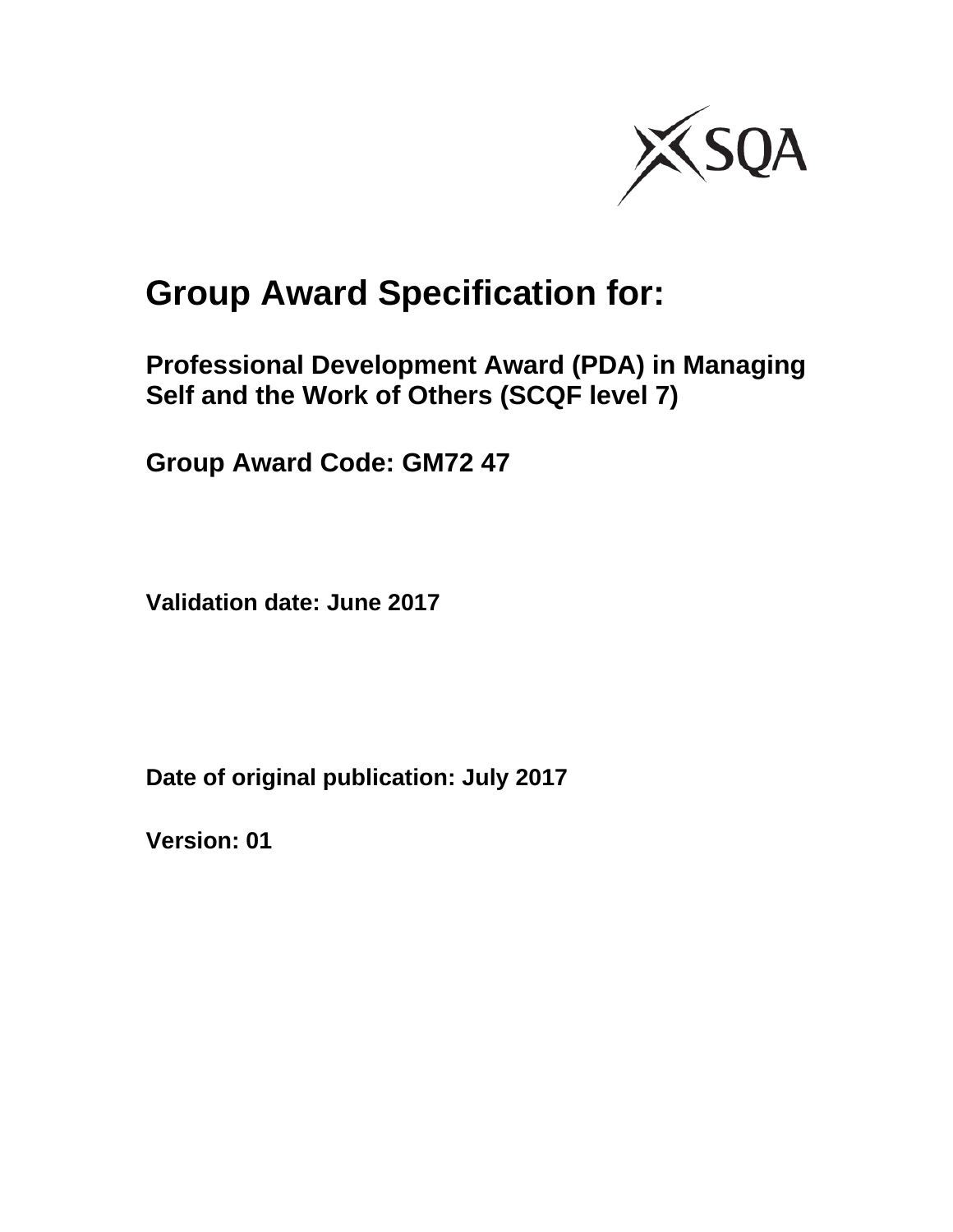# Group Award Specification for:

## Professional Development Award (PDA) in Managing Self and the Work of Others (SCQF level 7)

## Group Award Code: GM72 47

**Validation date: June 2017**

**Date of original publication: July 2017**

**Version: 01**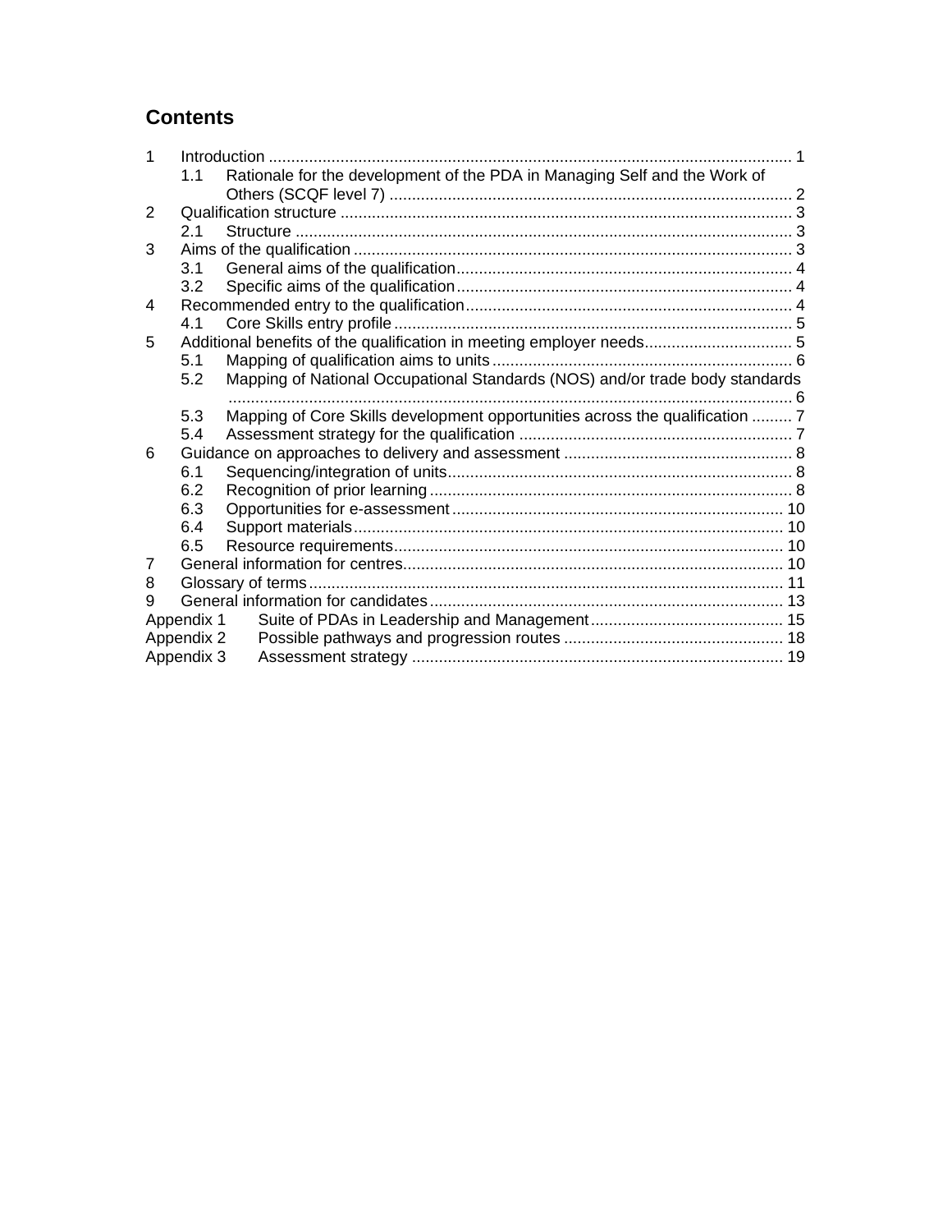# Contents

1 Introduction ..................................................................................................................... 1
   1.1 Rationale for the development of the PDA in Managing Self and the Work of Others (SCQF level 7) ......................................................................................... 2
2 Qualification structure ..................................................................................................... 3
   2.1 Structure .............................................................................................................. 3
3 Aims of the qualification .................................................................................................. 3
   3.1 General aims of the qualification........................................................................... 4
   3.2 Specific aims of the qualification........................................................................... 4
4 Recommended entry to the qualification......................................................................... 4
   4.1 Core Skills entry profile......................................................................................... 5
5 Additional benefits of the qualification in meeting employer needs................................. 5
   5.1 Mapping of qualification aims to units................................................................... 6
   5.2 Mapping of National Occupational Standards (NOS) and/or trade body standards ............................................................................................................................. 6
   5.3 Mapping of Core Skills development opportunities across the qualification ......... 7
   5.4 Assessment strategy for the qualification ............................................................. 7
6 Guidance on approaches to delivery and assessment ................................................... 8
   6.1 Sequencing/integration of units............................................................................. 8
   6.2 Recognition of prior learning ................................................................................. 8
   6.3 Opportunities for e-assessment .......................................................................... 10
   6.4 Support materials............................................................................................... 10
   6.5 Resource requirements....................................................................................... 10
7 General information for centres..................................................................................... 10
8 Glossary of terms.......................................................................................................... 11
9 General information for candidates............................................................................... 13

Appendix 1 Suite of PDAs in Leadership and Management........................................... 15
Appendix 2 Possible pathways and progression routes ................................................. 18
Appendix 3 Assessment strategy .................................................................................. 19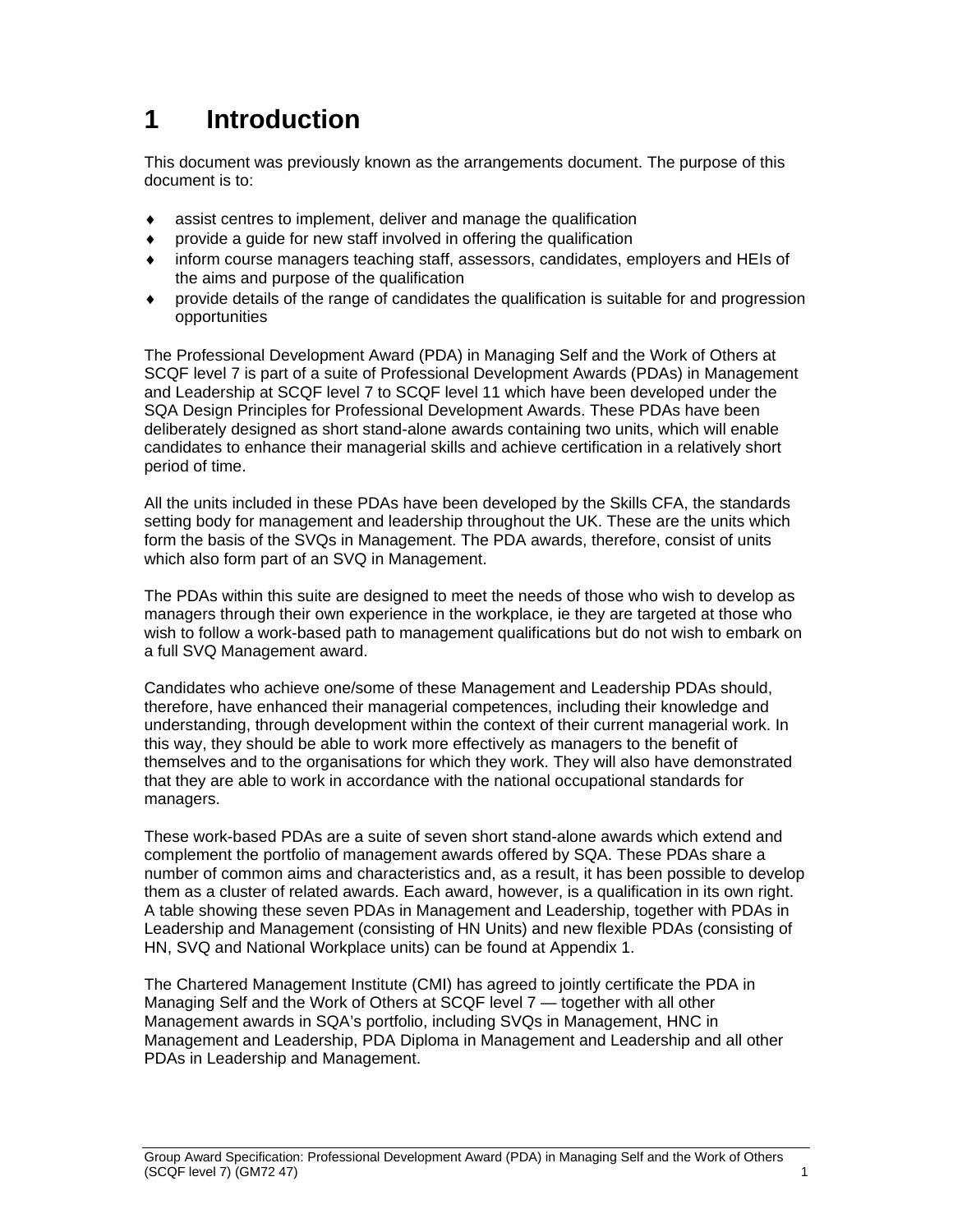# 1 Introduction

This document was previously known as the arrangements document. The purpose of this document is to:

- assist centres to implement, deliver and manage the qualification
- provide a guide for new staff involved in offering the qualification
- inform course managers teaching staff, assessors, candidates, employers and HEIs of the aims and purpose of the qualification
- provide details of the range of candidates the qualification is suitable for and progression opportunities

The Professional Development Award (PDA) in Managing Self and the Work of Others at SCQF level 7 is part of a suite of Professional Development Awards (PDAs) in Management and Leadership at SCQF level 7 to SCQF level 11 which have been developed under the SQA Design Principles for Professional Development Awards. These PDAs have been deliberately designed as short stand-alone awards containing two units, which will enable candidates to enhance their managerial skills and achieve certification in a relatively short period of time.

All the units included in these PDAs have been developed by the Skills CFA, the standards setting body for management and leadership throughout the UK. These are the units which form the basis of the SVQs in Management. The PDA awards, therefore, consist of units which also form part of an SVQ in Management.

The PDAs within this suite are designed to meet the needs of those who wish to develop as managers through their own experience in the workplace, ie they are targeted at those who wish to follow a work-based path to management qualifications but do not wish to embark on a full SVQ Management award.

Candidates who achieve one/some of these Management and Leadership PDAs should, therefore, have enhanced their managerial competences, including their knowledge and understanding, through development within the context of their current managerial work. In this way, they should be able to work more effectively as managers to the benefit of themselves and to the organisations for which they work. They will also have demonstrated that they are able to work in accordance with the national occupational standards for managers.

These work-based PDAs are a suite of seven short stand-alone awards which extend and complement the portfolio of management awards offered by SQA. These PDAs share a number of common aims and characteristics and, as a result, it has been possible to develop them as a cluster of related awards. Each award, however, is a qualification in its own right. A table showing these seven PDAs in Management and Leadership, together with PDAs in Leadership and Management (consisting of HN Units) and new flexible PDAs (consisting of HN, SVQ and National Workplace units) can be found at Appendix 1.

The Chartered Management Institute (CMI) has agreed to jointly certificate the PDA in Managing Self and the Work of Others at SCQF level 7 — together with all other Management awards in SQA's portfolio, including SVQs in Management, HNC in Management and Leadership, PDA Diploma in Management and Leadership and all other PDAs in Leadership and Management.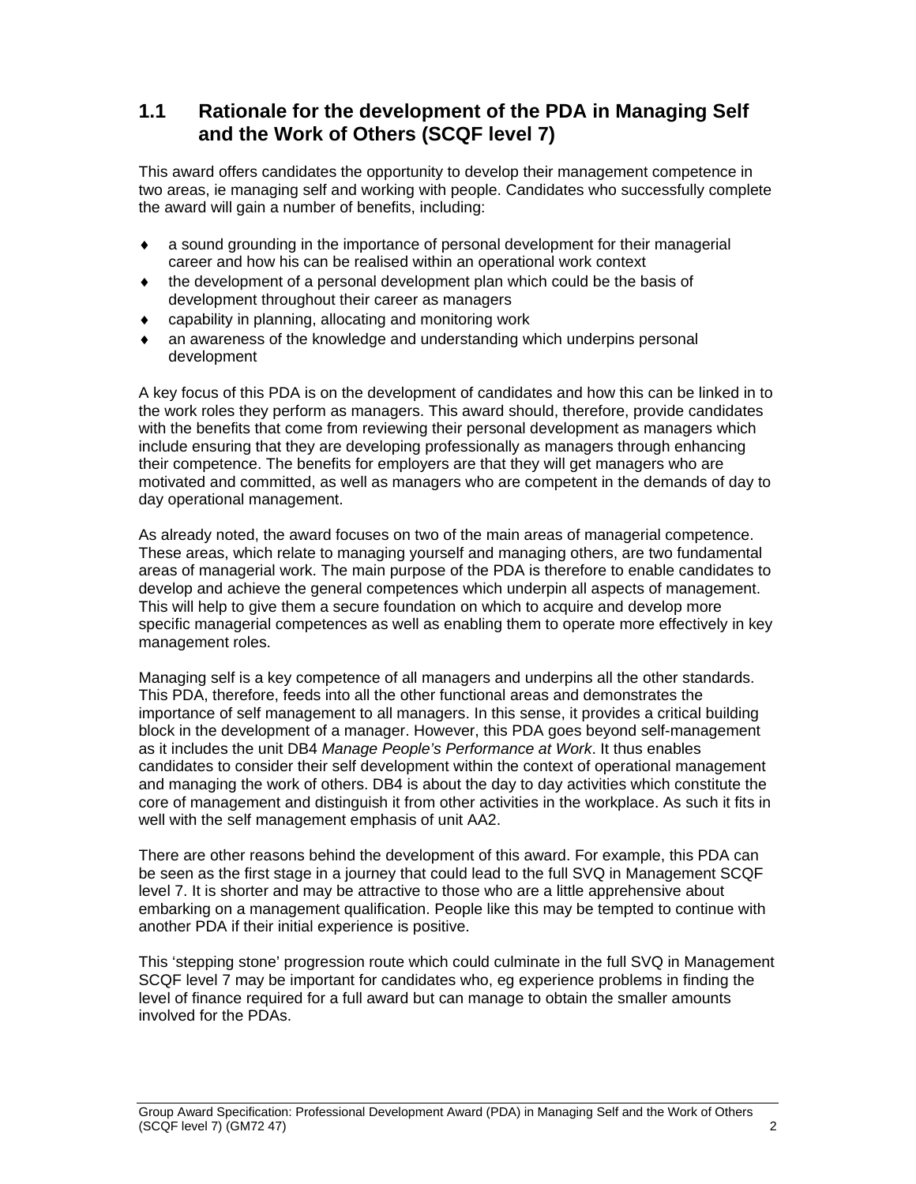## 1.1 Rationale for the development of the PDA in Managing Self and the Work of Others (SCQF level 7)

This award offers candidates the opportunity to develop their management competence in two areas, ie managing self and working with people. Candidates who successfully complete the award will gain a number of benefits, including:

- a sound grounding in the importance of personal development for their managerial career and how his can be realised within an operational work context
- the development of a personal development plan which could be the basis of development throughout their career as managers
- capability in planning, allocating and monitoring work
- an awareness of the knowledge and understanding which underpins personal development

A key focus of this PDA is on the development of candidates and how this can be linked in to the work roles they perform as managers. This award should, therefore, provide candidates with the benefits that come from reviewing their personal development as managers which include ensuring that they are developing professionally as managers through enhancing their competence. The benefits for employers are that they will get managers who are motivated and committed, as well as managers who are competent in the demands of day to day operational management.

As already noted, the award focuses on two of the main areas of managerial competence. These areas, which relate to managing yourself and managing others, are two fundamental areas of managerial work. The main purpose of the PDA is therefore to enable candidates to develop and achieve the general competences which underpin all aspects of management. This will help to give them a secure foundation on which to acquire and develop more specific managerial competences as well as enabling them to operate more effectively in key management roles.

Managing self is a key competence of all managers and underpins all the other standards. This PDA, therefore, feeds into all the other functional areas and demonstrates the importance of self management to all managers. In this sense, it provides a critical building block in the development of a manager. However, this PDA goes beyond self-management as it includes the unit DB4 *Manage People's Performance at Work*. It thus enables candidates to consider their self development within the context of operational management and managing the work of others. DB4 is about the day to day activities which constitute the core of management and distinguish it from other activities in the workplace. As such it fits in well with the self management emphasis of unit AA2.

There are other reasons behind the development of this award. For example, this PDA can be seen as the first stage in a journey that could lead to the full SVQ in Management SCQF level 7. It is shorter and may be attractive to those who are a little apprehensive about embarking on a management qualification. People like this may be tempted to continue with another PDA if their initial experience is positive.

This 'stepping stone' progression route which could culminate in the full SVQ in Management SCQF level 7 may be important for candidates who, eg experience problems in finding the level of finance required for a full award but can manage to obtain the smaller amounts involved for the PDAs.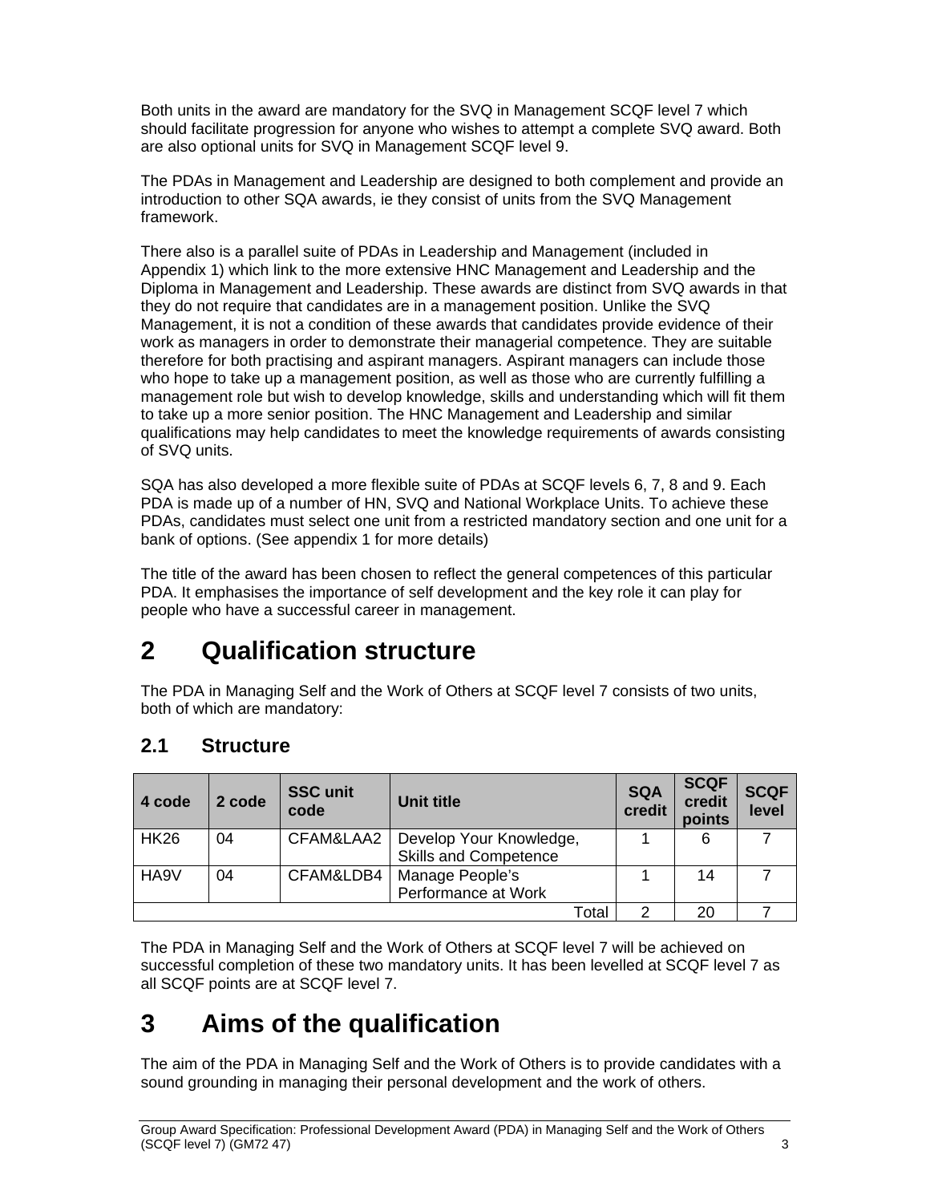Both units in the award are mandatory for the SVQ in Management SCQF level 7 which should facilitate progression for anyone who wishes to attempt a complete SVQ award. Both are also optional units for SVQ in Management SCQF level 9.

The PDAs in Management and Leadership are designed to both complement and provide an introduction to other SQA awards, ie they consist of units from the SVQ Management framework.

There also is a parallel suite of PDAs in Leadership and Management (included in Appendix 1) which link to the more extensive HNC Management and Leadership and the Diploma in Management and Leadership. These awards are distinct from SVQ awards in that they do not require that candidates are in a management position. Unlike the SVQ Management, it is not a condition of these awards that candidates provide evidence of their work as managers in order to demonstrate their managerial competence. They are suitable therefore for both practising and aspirant managers. Aspirant managers can include those who hope to take up a management position, as well as those who are currently fulfilling a management role but wish to develop knowledge, skills and understanding which will fit them to take up a more senior position. The HNC Management and Leadership and similar qualifications may help candidates to meet the knowledge requirements of awards consisting of SVQ units.

SQA has also developed a more flexible suite of PDAs at SCQF levels 6, 7, 8 and 9. Each PDA is made up of a number of HN, SVQ and National Workplace Units. To achieve these PDAs, candidates must select one unit from a restricted mandatory section and one unit for a bank of options. (See appendix 1 for more details)

The title of the award has been chosen to reflect the general competences of this particular PDA. It emphasises the importance of self development and the key role it can play for people who have a successful career in management.

# 2 Qualification structure

The PDA in Managing Self and the Work of Others at SCQF level 7 consists of two units, both of which are mandatory:

## 2.1 Structure

| 4 code | 2 code | SSC unit code | Unit title | SQA credit | SCQF credit points | SCQF level |
|---|---|---|---|---|---|---|
| HK26 | 04 | CFAM&LAA2 | Develop Your Knowledge, Skills and Competence | 1 | 6 | 7 |
| HA9V | 04 | CFAM&LDB4 | Manage People's Performance at Work | 1 | 14 | 7 |
| | | | Total | 2 | 20 | 7 |

The PDA in Managing Self and the Work of Others at SCQF level 7 will be achieved on successful completion of these two mandatory units. It has been levelled at SCQF level 7 as all SCQF points are at SCQF level 7.

# 3 Aims of the qualification

The aim of the PDA in Managing Self and the Work of Others is to provide candidates with a sound grounding in managing their personal development and the work of others.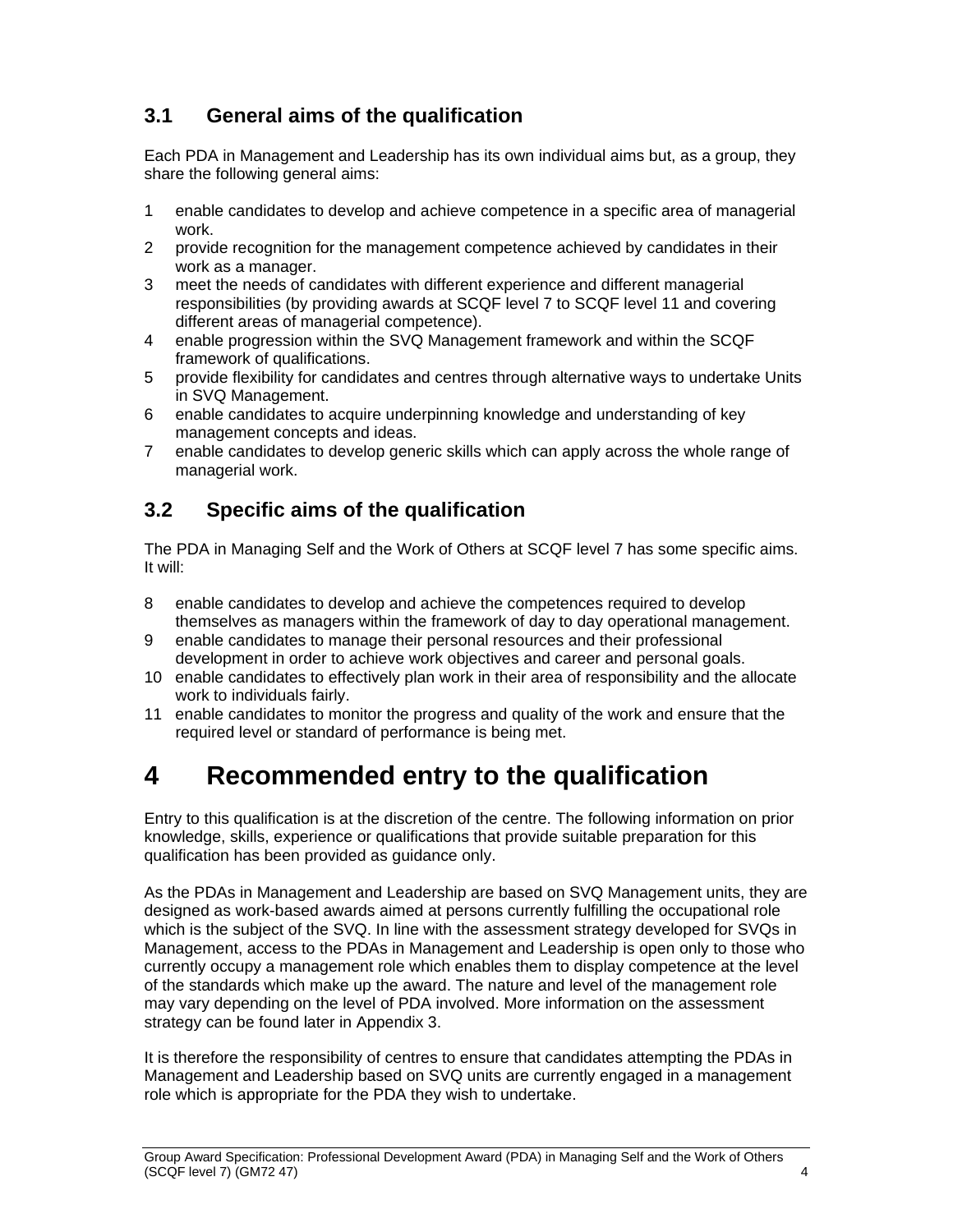## 3.1 General aims of the qualification

Each PDA in Management and Leadership has its own individual aims but, as a group, they share the following general aims:

1. enable candidates to develop and achieve competence in a specific area of managerial work.
2. provide recognition for the management competence achieved by candidates in their work as a manager.
3. meet the needs of candidates with different experience and different managerial responsibilities (by providing awards at SCQF level 7 to SCQF level 11 and covering different areas of managerial competence).
4. enable progression within the SVQ Management framework and within the SCQF framework of qualifications.
5. provide flexibility for candidates and centres through alternative ways to undertake Units in SVQ Management.
6. enable candidates to acquire underpinning knowledge and understanding of key management concepts and ideas.
7. enable candidates to develop generic skills which can apply across the whole range of managerial work.

## 3.2 Specific aims of the qualification

The PDA in Managing Self and the Work of Others at SCQF level 7 has some specific aims. It will:

8. enable candidates to develop and achieve the competences required to develop themselves as managers within the framework of day to day operational management.
9. enable candidates to manage their personal resources and their professional development in order to achieve work objectives and career and personal goals.
10. enable candidates to effectively plan work in their area of responsibility and the allocate work to individuals fairly.
11. enable candidates to monitor the progress and quality of the work and ensure that the required level or standard of performance is being met.

# 4 Recommended entry to the qualification

Entry to this qualification is at the discretion of the centre. The following information on prior knowledge, skills, experience or qualifications that provide suitable preparation for this qualification has been provided as guidance only.

As the PDAs in Management and Leadership are based on SVQ Management units, they are designed as work-based awards aimed at persons currently fulfilling the occupational role which is the subject of the SVQ. In line with the assessment strategy developed for SVQs in Management, access to the PDAs in Management and Leadership is open only to those who currently occupy a management role which enables them to display competence at the level of the standards which make up the award. The nature and level of the management role may vary depending on the level of PDA involved. More information on the assessment strategy can be found later in Appendix 3.

It is therefore the responsibility of centres to ensure that candidates attempting the PDAs in Management and Leadership based on SVQ units are currently engaged in a management role which is appropriate for the PDA they wish to undertake.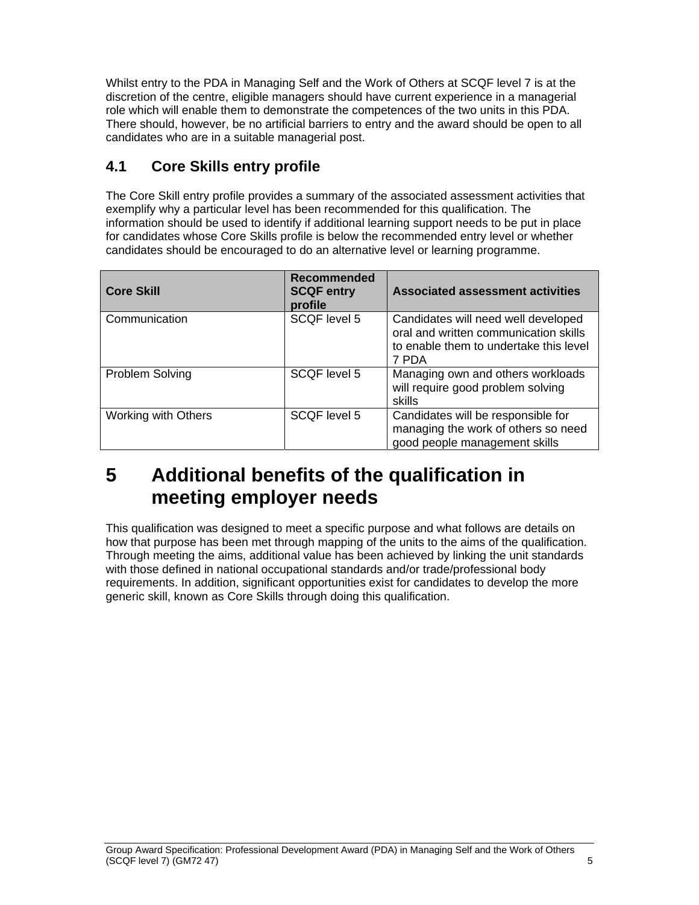Whilst entry to the PDA in Managing Self and the Work of Others at SCQF level 7 is at the discretion of the centre, eligible managers should have current experience in a managerial role which will enable them to demonstrate the competences of the two units in this PDA. There should, however, be no artificial barriers to entry and the award should be open to all candidates who are in a suitable managerial post.

## 4.1 Core Skills entry profile

The Core Skill entry profile provides a summary of the associated assessment activities that exemplify why a particular level has been recommended for this qualification. The information should be used to identify if additional learning support needs to be put in place for candidates whose Core Skills profile is below the recommended entry level or whether candidates should be encouraged to do an alternative level or learning programme.

| Core Skill | Recommended SCQF entry profile | Associated assessment activities |
|---|---|---|
| Communication | SCQF level 5 | Candidates will need well developed oral and written communication skills to enable them to undertake this level 7 PDA |
| Problem Solving | SCQF level 5 | Managing own and others workloads will require good problem solving skills |
| Working with Others | SCQF level 5 | Candidates will be responsible for managing the work of others so need good people management skills |

# 5 Additional benefits of the qualification in meeting employer needs

This qualification was designed to meet a specific purpose and what follows are details on how that purpose has been met through mapping of the units to the aims of the qualification. Through meeting the aims, additional value has been achieved by linking the unit standards with those defined in national occupational standards and/or trade/professional body requirements. In addition, significant opportunities exist for candidates to develop the more generic skill, known as Core Skills through doing this qualification.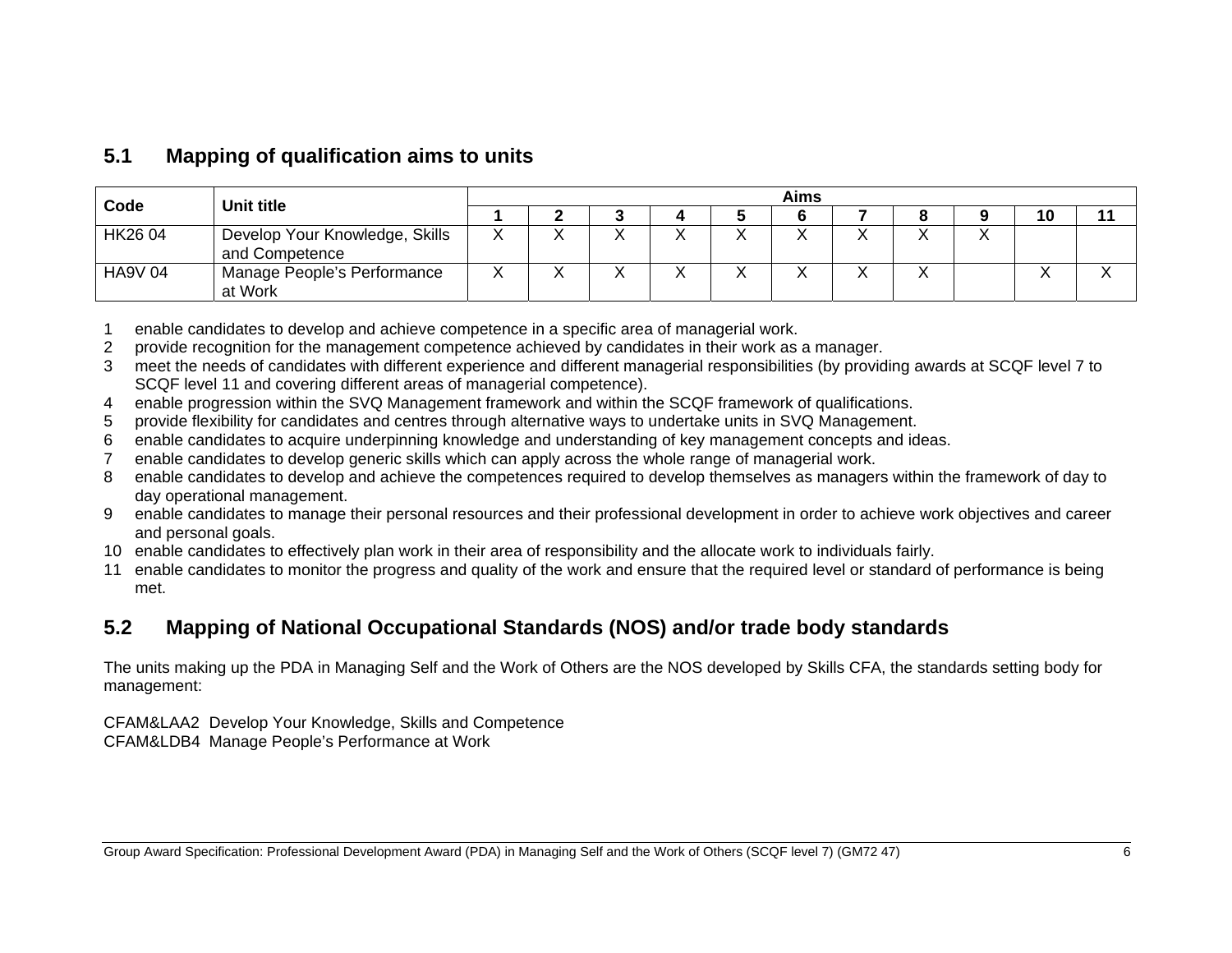## 5.1 Mapping of qualification aims to units

| Code | Unit title | Aims | | | | | | | | | | |
|---|---|---|---|---|---|---|---|---|---|---|---|---|
| | | 1 | 2 | 3 | 4 | 5 | 6 | 7 | 8 | 9 | 10 | 11 |
| HK26 04 | Develop Your Knowledge, Skills and Competence | X | X | X | X | X | X | X | X | X | | |
| HA9V 04 | Manage People's Performance at Work | X | X | X | X | X | X | X | X | | X | X |

1. enable candidates to develop and achieve competence in a specific area of managerial work.
2. provide recognition for the management competence achieved by candidates in their work as a manager.
3. meet the needs of candidates with different experience and different managerial responsibilities (by providing awards at SCQF level 7 to SCQF level 11 and covering different areas of managerial competence).
4. enable progression within the SVQ Management framework and within the SCQF framework of qualifications.
5. provide flexibility for candidates and centres through alternative ways to undertake units in SVQ Management.
6. enable candidates to acquire underpinning knowledge and understanding of key management concepts and ideas.
7. enable candidates to develop generic skills which can apply across the whole range of managerial work.
8. enable candidates to develop and achieve the competences required to develop themselves as managers within the framework of day to day operational management.
9. enable candidates to manage their personal resources and their professional development in order to achieve work objectives and career and personal goals.
10. enable candidates to effectively plan work in their area of responsibility and the allocate work to individuals fairly.
11. enable candidates to monitor the progress and quality of the work and ensure that the required level or standard of performance is being met.

## 5.2 Mapping of National Occupational Standards (NOS) and/or trade body standards

The units making up the PDA in Managing Self and the Work of Others are the NOS developed by Skills CFA, the standards setting body for management:

CFAM&LAA2 Develop Your Knowledge, Skills and Competence
CFAM&LDB4 Manage People's Performance at Work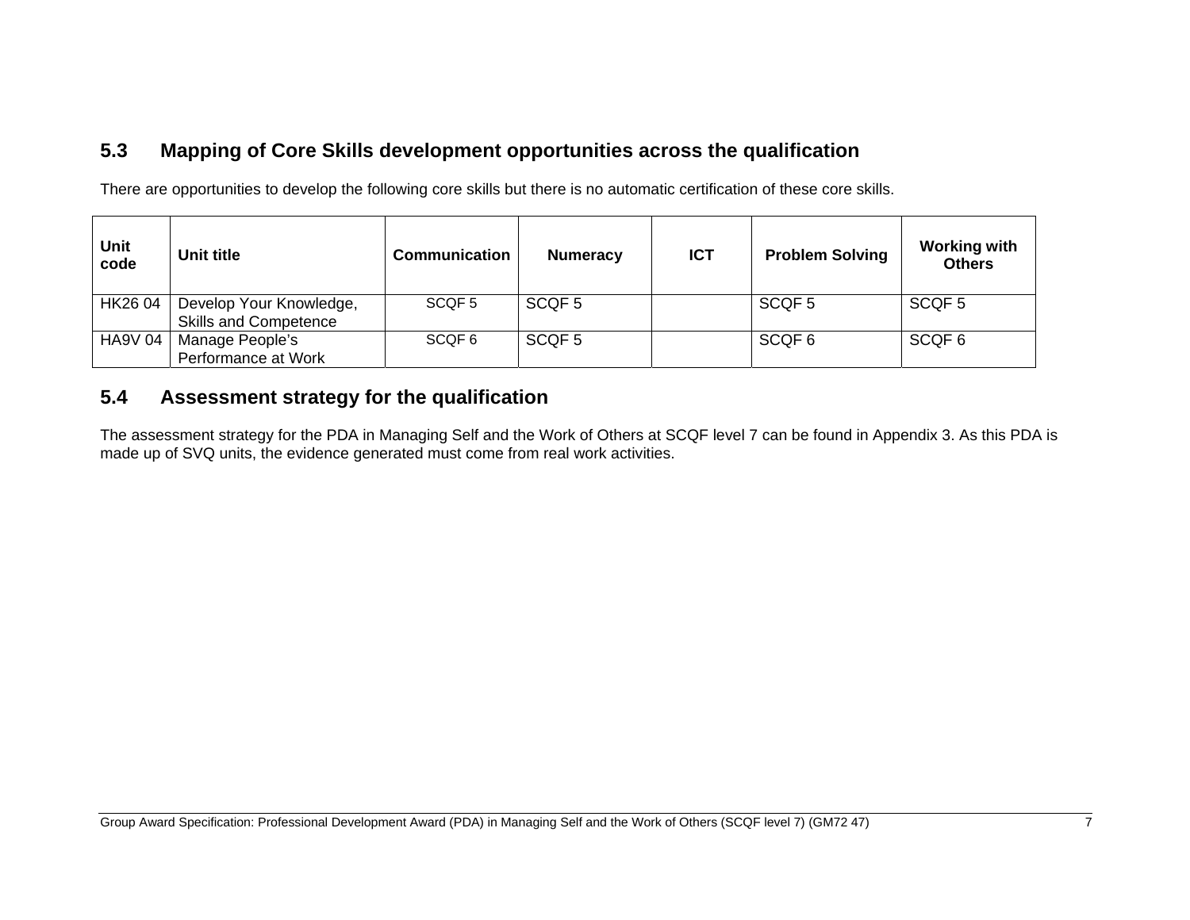## 5.3 Mapping of Core Skills development opportunities across the qualification

There are opportunities to develop the following core skills but there is no automatic certification of these core skills.

| Unit code | Unit title | Communication | Numeracy | ICT | Problem Solving | Working with Others |
|---|---|---|---|---|---|---|
| HK26 04 | Develop Your Knowledge, Skills and Competence | SCQF 5 | SCQF 5 | | SCQF 5 | SCQF 5 |
| HA9V 04 | Manage People's Performance at Work | SCQF 6 | SCQF 5 | | SCQF 6 | SCQF 6 |

## 5.4 Assessment strategy for the qualification

The assessment strategy for the PDA in Managing Self and the Work of Others at SCQF level 7 can be found in Appendix 3. As this PDA is made up of SVQ units, the evidence generated must come from real work activities.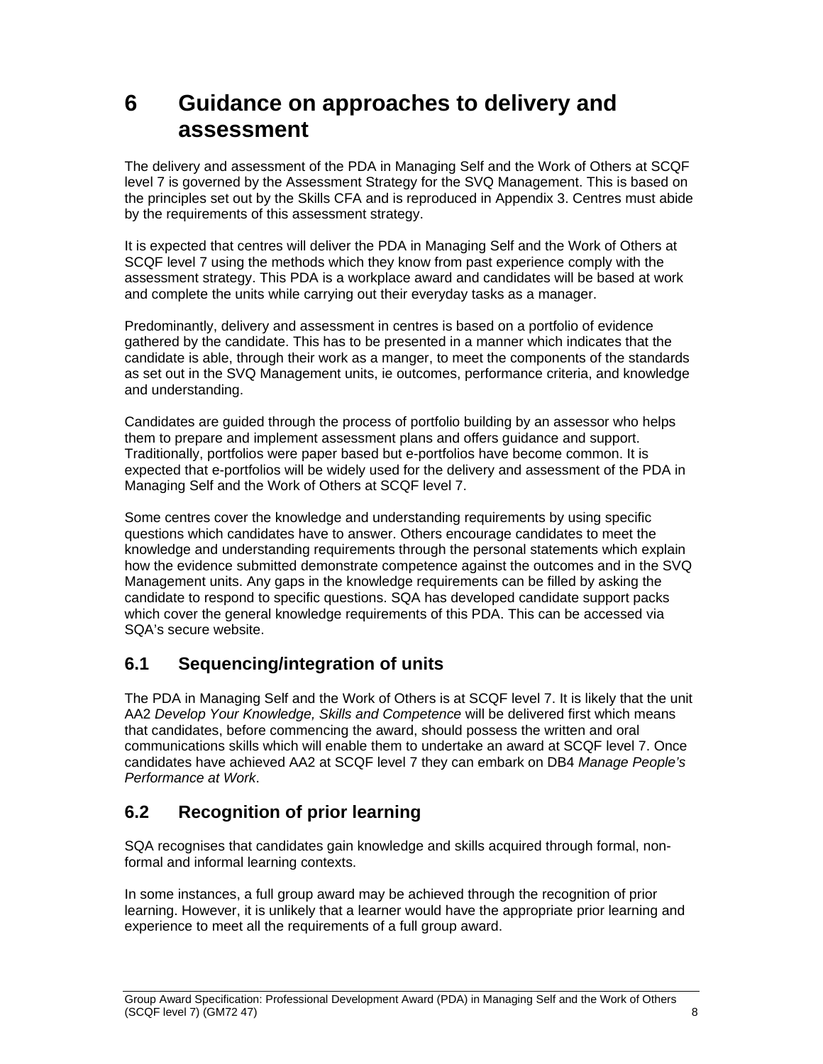# 6 Guidance on approaches to delivery and assessment

The delivery and assessment of the PDA in Managing Self and the Work of Others at SCQF level 7 is governed by the Assessment Strategy for the SVQ Management. This is based on the principles set out by the Skills CFA and is reproduced in Appendix 3. Centres must abide by the requirements of this assessment strategy.

It is expected that centres will deliver the PDA in Managing Self and the Work of Others at SCQF level 7 using the methods which they know from past experience comply with the assessment strategy. This PDA is a workplace award and candidates will be based at work and complete the units while carrying out their everyday tasks as a manager.

Predominantly, delivery and assessment in centres is based on a portfolio of evidence gathered by the candidate. This has to be presented in a manner which indicates that the candidate is able, through their work as a manger, to meet the components of the standards as set out in the SVQ Management units, ie outcomes, performance criteria, and knowledge and understanding.

Candidates are guided through the process of portfolio building by an assessor who helps them to prepare and implement assessment plans and offers guidance and support. Traditionally, portfolios were paper based but e-portfolios have become common. It is expected that e-portfolios will be widely used for the delivery and assessment of the PDA in Managing Self and the Work of Others at SCQF level 7.

Some centres cover the knowledge and understanding requirements by using specific questions which candidates have to answer. Others encourage candidates to meet the knowledge and understanding requirements through the personal statements which explain how the evidence submitted demonstrate competence against the outcomes and in the SVQ Management units. Any gaps in the knowledge requirements can be filled by asking the candidate to respond to specific questions. SQA has developed candidate support packs which cover the general knowledge requirements of this PDA. This can be accessed via SQA's secure website.

## 6.1 Sequencing/integration of units

The PDA in Managing Self and the Work of Others is at SCQF level 7. It is likely that the unit AA2 *Develop Your Knowledge, Skills and Competence* will be delivered first which means that candidates, before commencing the award, should possess the written and oral communications skills which will enable them to undertake an award at SCQF level 7. Once candidates have achieved AA2 at SCQF level 7 they can embark on DB4 *Manage People's Performance at Work*.

## 6.2 Recognition of prior learning

SQA recognises that candidates gain knowledge and skills acquired through formal, non-formal and informal learning contexts.

In some instances, a full group award may be achieved through the recognition of prior learning. However, it is unlikely that a learner would have the appropriate prior learning and experience to meet all the requirements of a full group award.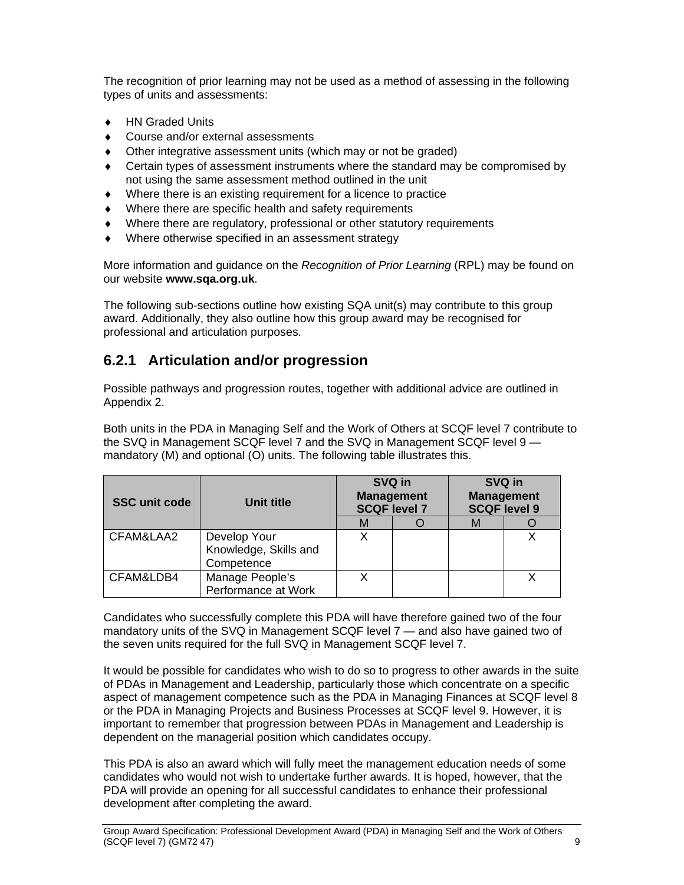The recognition of prior learning may not be used as a method of assessing in the following types of units and assessments:

- HN Graded Units
- Course and/or external assessments
- Other integrative assessment units (which may or not be graded)
- Certain types of assessment instruments where the standard may be compromised by not using the same assessment method outlined in the unit
- Where there is an existing requirement for a licence to practice
- Where there are specific health and safety requirements
- Where there are regulatory, professional or other statutory requirements
- Where otherwise specified in an assessment strategy

More information and guidance on the *Recognition of Prior Learning* (RPL) may be found on our website **www.sqa.org.uk**.

The following sub-sections outline how existing SQA unit(s) may contribute to this group award. Additionally, they also outline how this group award may be recognised for professional and articulation purposes.

## 6.2.1 Articulation and/or progression

Possible pathways and progression routes, together with additional advice are outlined in Appendix 2.

Both units in the PDA in Managing Self and the Work of Others at SCQF level 7 contribute to the SVQ in Management SCQF level 7 and the SVQ in Management SCQF level 9 — mandatory (M) and optional (O) units. The following table illustrates this.

| SSC unit code | Unit title | SVQ in Management SCQF level 7 | | SVQ in Management SCQF level 9 | |
|---|---|---|---|---|---|
| | | M | O | M | O |
| CFAM&LAA2 | Develop Your Knowledge, Skills and Competence | X | | | X |
| CFAM&LDB4 | Manage People's Performance at Work | X | | | X |

Candidates who successfully complete this PDA will have therefore gained two of the four mandatory units of the SVQ in Management SCQF level 7 — and also have gained two of the seven units required for the full SVQ in Management SCQF level 7.

It would be possible for candidates who wish to do so to progress to other awards in the suite of PDAs in Management and Leadership, particularly those which concentrate on a specific aspect of management competence such as the PDA in Managing Finances at SCQF level 8 or the PDA in Managing Projects and Business Processes at SCQF level 9. However, it is important to remember that progression between PDAs in Management and Leadership is dependent on the managerial position which candidates occupy.

This PDA is also an award which will fully meet the management education needs of some candidates who would not wish to undertake further awards. It is hoped, however, that the PDA will provide an opening for all successful candidates to enhance their professional development after completing the award.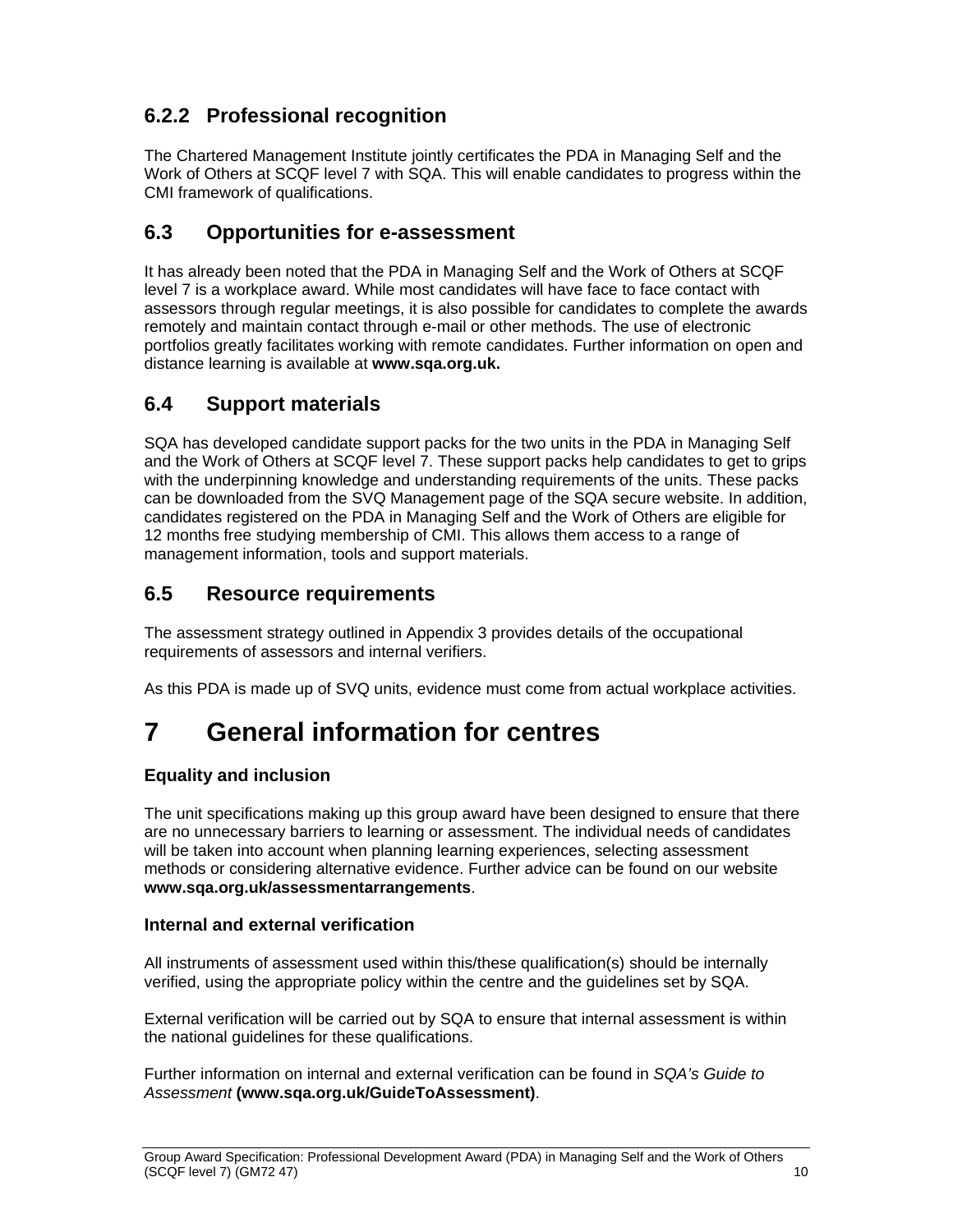### 6.2.2 Professional recognition

The Chartered Management Institute jointly certificates the PDA in Managing Self and the Work of Others at SCQF level 7 with SQA. This will enable candidates to progress within the CMI framework of qualifications.

## 6.3 Opportunities for e-assessment

It has already been noted that the PDA in Managing Self and the Work of Others at SCQF level 7 is a workplace award. While most candidates will have face to face contact with assessors through regular meetings, it is also possible for candidates to complete the awards remotely and maintain contact through e-mail or other methods. The use of electronic portfolios greatly facilitates working with remote candidates. Further information on open and distance learning is available at **www.sqa.org.uk.**

## 6.4 Support materials

SQA has developed candidate support packs for the two units in the PDA in Managing Self and the Work of Others at SCQF level 7. These support packs help candidates to get to grips with the underpinning knowledge and understanding requirements of the units. These packs can be downloaded from the SVQ Management page of the SQA secure website. In addition, candidates registered on the PDA in Managing Self and the Work of Others are eligible for 12 months free studying membership of CMI. This allows them access to a range of management information, tools and support materials.

## 6.5 Resource requirements

The assessment strategy outlined in Appendix 3 provides details of the occupational requirements of assessors and internal verifiers.

As this PDA is made up of SVQ units, evidence must come from actual workplace activities.

# 7 General information for centres

### Equality and inclusion

The unit specifications making up this group award have been designed to ensure that there are no unnecessary barriers to learning or assessment. The individual needs of candidates will be taken into account when planning learning experiences, selecting assessment methods or considering alternative evidence. Further advice can be found on our website **www.sqa.org.uk/assessmentarrangements**.

### Internal and external verification

All instruments of assessment used within this/these qualification(s) should be internally verified, using the appropriate policy within the centre and the guidelines set by SQA.

External verification will be carried out by SQA to ensure that internal assessment is within the national guidelines for these qualifications.

Further information on internal and external verification can be found in *SQA's Guide to Assessment* **(www.sqa.org.uk/GuideToAssessment)**.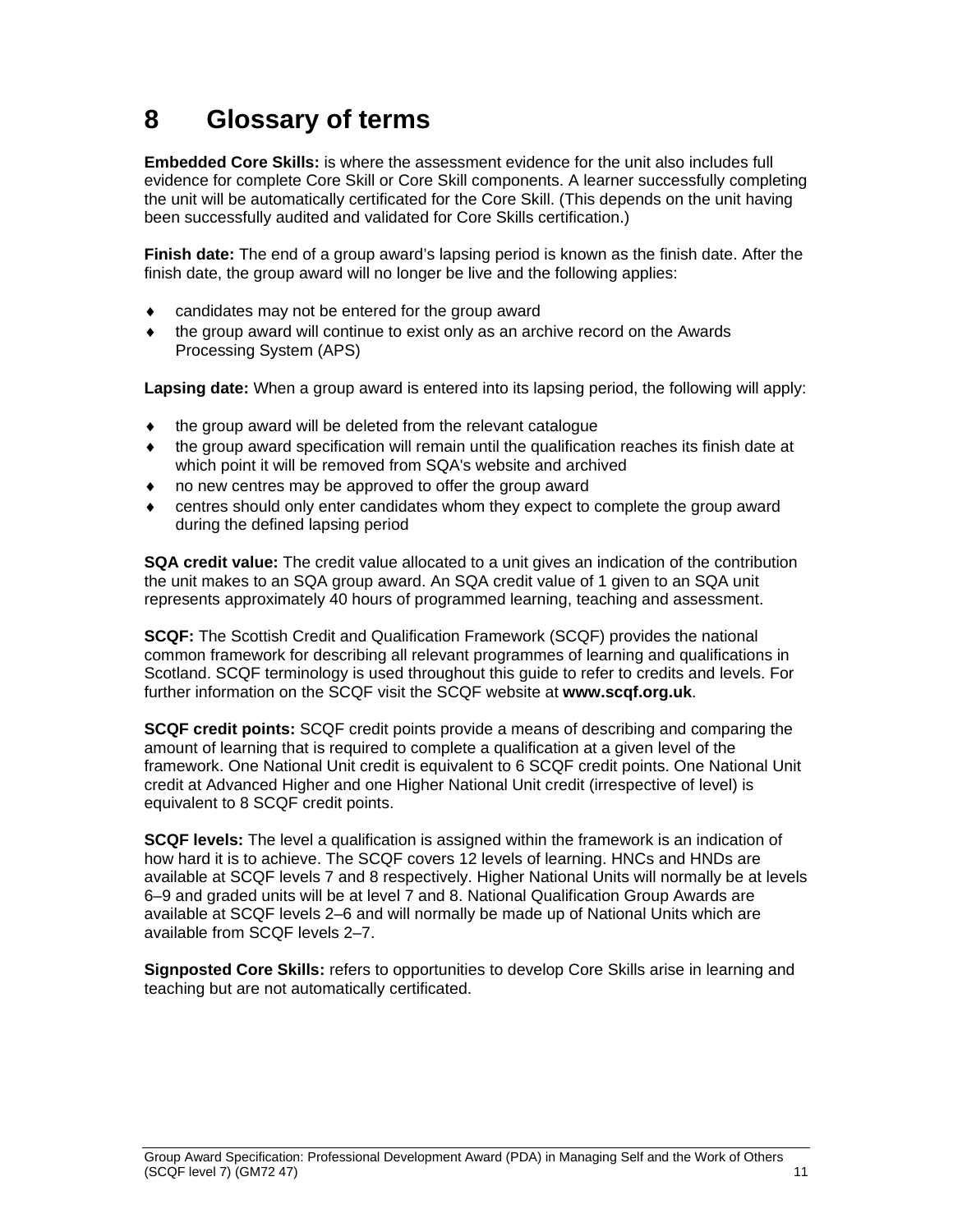# 8 Glossary of terms

**Embedded Core Skills:** is where the assessment evidence for the unit also includes full evidence for complete Core Skill or Core Skill components. A learner successfully completing the unit will be automatically certificated for the Core Skill. (This depends on the unit having been successfully audited and validated for Core Skills certification.)

**Finish date:** The end of a group award's lapsing period is known as the finish date. After the finish date, the group award will no longer be live and the following applies:

- candidates may not be entered for the group award
- the group award will continue to exist only as an archive record on the Awards Processing System (APS)

**Lapsing date:** When a group award is entered into its lapsing period, the following will apply:

- the group award will be deleted from the relevant catalogue
- the group award specification will remain until the qualification reaches its finish date at which point it will be removed from SQA's website and archived
- no new centres may be approved to offer the group award
- centres should only enter candidates whom they expect to complete the group award during the defined lapsing period

**SQA credit value:** The credit value allocated to a unit gives an indication of the contribution the unit makes to an SQA group award. An SQA credit value of 1 given to an SQA unit represents approximately 40 hours of programmed learning, teaching and assessment.

**SCQF:** The Scottish Credit and Qualification Framework (SCQF) provides the national common framework for describing all relevant programmes of learning and qualifications in Scotland. SCQF terminology is used throughout this guide to refer to credits and levels. For further information on the SCQF visit the SCQF website at **www.scqf.org.uk**.

**SCQF credit points:** SCQF credit points provide a means of describing and comparing the amount of learning that is required to complete a qualification at a given level of the framework. One National Unit credit is equivalent to 6 SCQF credit points. One National Unit credit at Advanced Higher and one Higher National Unit credit (irrespective of level) is equivalent to 8 SCQF credit points.

**SCQF levels:** The level a qualification is assigned within the framework is an indication of how hard it is to achieve. The SCQF covers 12 levels of learning. HNCs and HNDs are available at SCQF levels 7 and 8 respectively. Higher National Units will normally be at levels 6–9 and graded units will be at level 7 and 8. National Qualification Group Awards are available at SCQF levels 2–6 and will normally be made up of National Units which are available from SCQF levels 2–7.

**Signposted Core Skills:** refers to opportunities to develop Core Skills arise in learning and teaching but are not automatically certificated.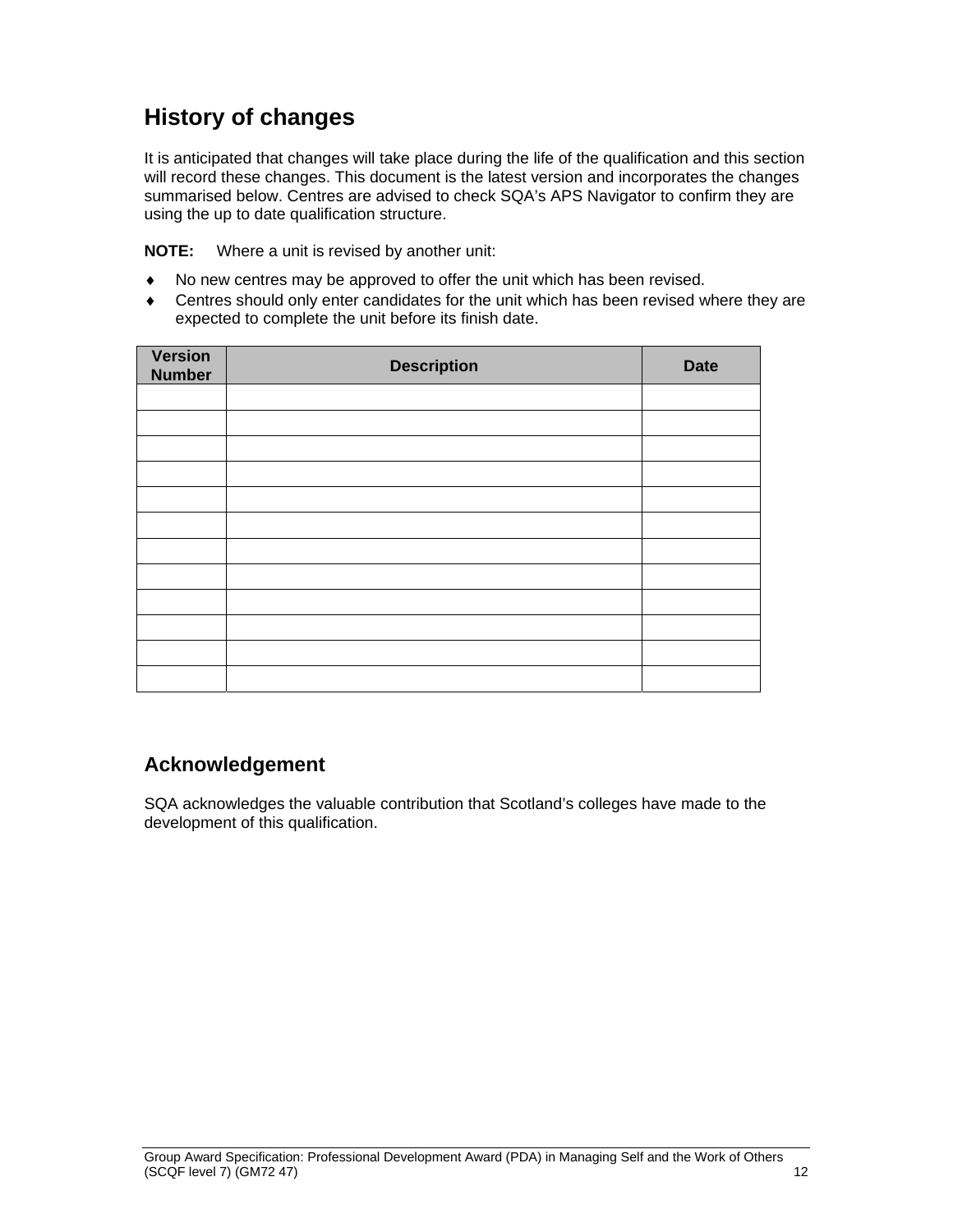## History of changes

It is anticipated that changes will take place during the life of the qualification and this section will record these changes. This document is the latest version and incorporates the changes summarised below. Centres are advised to check SQA's APS Navigator to confirm they are using the up to date qualification structure.

**NOTE:** Where a unit is revised by another unit:

- No new centres may be approved to offer the unit which has been revised.
- Centres should only enter candidates for the unit which has been revised where they are expected to complete the unit before its finish date.

| Version Number | Description | Date |
|---|---|---|
| | | |
| | | |
| | | |
| | | |
| | | |
| | | |
| | | |
| | | |
| | | |
| | | |
| | | |
| | | |

## Acknowledgement

SQA acknowledges the valuable contribution that Scotland's colleges have made to the development of this qualification.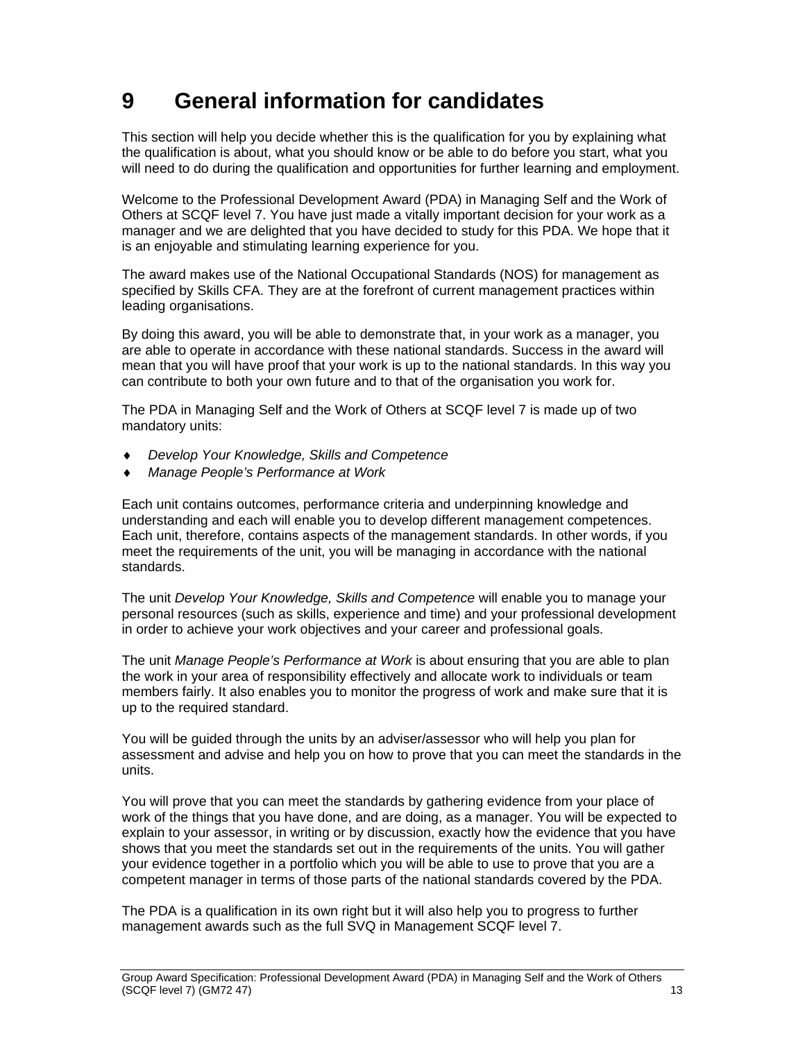# 9 General information for candidates

This section will help you decide whether this is the qualification for you by explaining what the qualification is about, what you should know or be able to do before you start, what you will need to do during the qualification and opportunities for further learning and employment.

Welcome to the Professional Development Award (PDA) in Managing Self and the Work of Others at SCQF level 7. You have just made a vitally important decision for your work as a manager and we are delighted that you have decided to study for this PDA. We hope that it is an enjoyable and stimulating learning experience for you.

The award makes use of the National Occupational Standards (NOS) for management as specified by Skills CFA. They are at the forefront of current management practices within leading organisations.

By doing this award, you will be able to demonstrate that, in your work as a manager, you are able to operate in accordance with these national standards. Success in the award will mean that you will have proof that your work is up to the national standards. In this way you can contribute to both your own future and to that of the organisation you work for.

The PDA in Managing Self and the Work of Others at SCQF level 7 is made up of two mandatory units:

- *Develop Your Knowledge, Skills and Competence*
- *Manage People's Performance at Work*

Each unit contains outcomes, performance criteria and underpinning knowledge and understanding and each will enable you to develop different management competences. Each unit, therefore, contains aspects of the management standards. In other words, if you meet the requirements of the unit, you will be managing in accordance with the national standards.

The unit *Develop Your Knowledge, Skills and Competence* will enable you to manage your personal resources (such as skills, experience and time) and your professional development in order to achieve your work objectives and your career and professional goals.

The unit *Manage People's Performance at Work* is about ensuring that you are able to plan the work in your area of responsibility effectively and allocate work to individuals or team members fairly. It also enables you to monitor the progress of work and make sure that it is up to the required standard.

You will be guided through the units by an adviser/assessor who will help you plan for assessment and advise and help you on how to prove that you can meet the standards in the units.

You will prove that you can meet the standards by gathering evidence from your place of work of the things that you have done, and are doing, as a manager. You will be expected to explain to your assessor, in writing or by discussion, exactly how the evidence that you have shows that you meet the standards set out in the requirements of the units. You will gather your evidence together in a portfolio which you will be able to use to prove that you are a competent manager in terms of those parts of the national standards covered by the PDA.

The PDA is a qualification in its own right but it will also help you to progress to further management awards such as the full SVQ in Management SCQF level 7.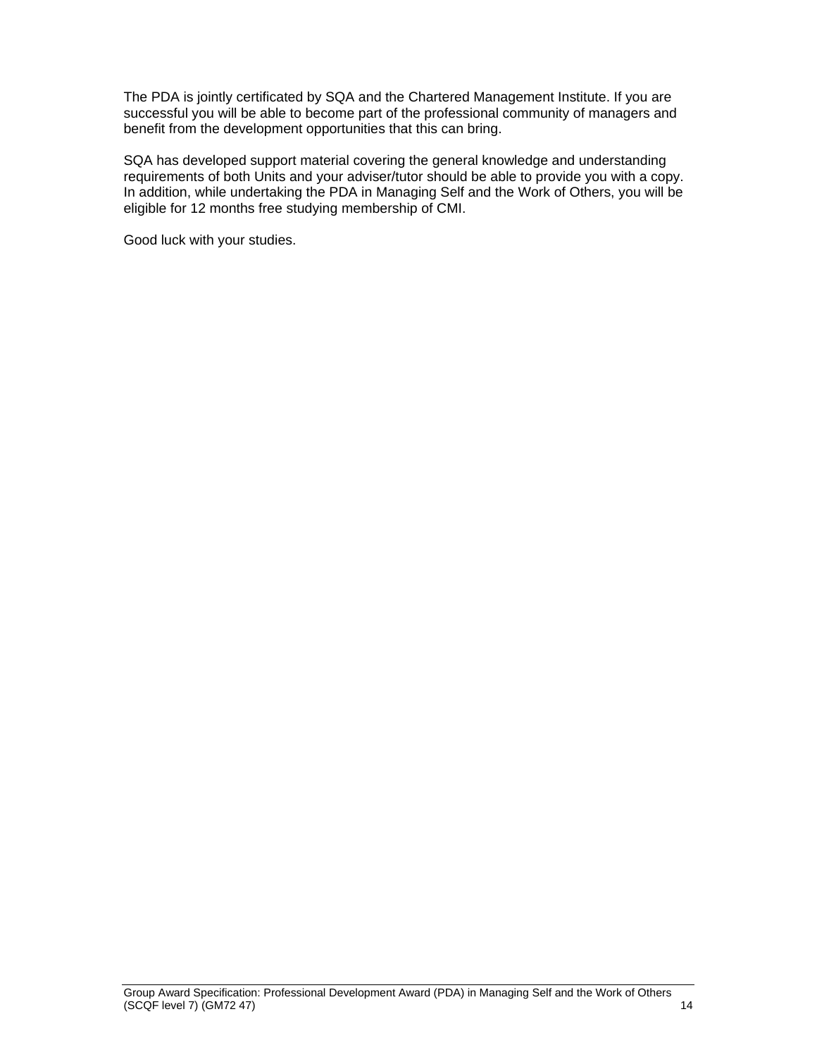The PDA is jointly certificated by SQA and the Chartered Management Institute. If you are successful you will be able to become part of the professional community of managers and benefit from the development opportunities that this can bring.

SQA has developed support material covering the general knowledge and understanding requirements of both Units and your adviser/tutor should be able to provide you with a copy. In addition, while undertaking the PDA in Managing Self and the Work of Others, you will be eligible for 12 months free studying membership of CMI.

Good luck with your studies.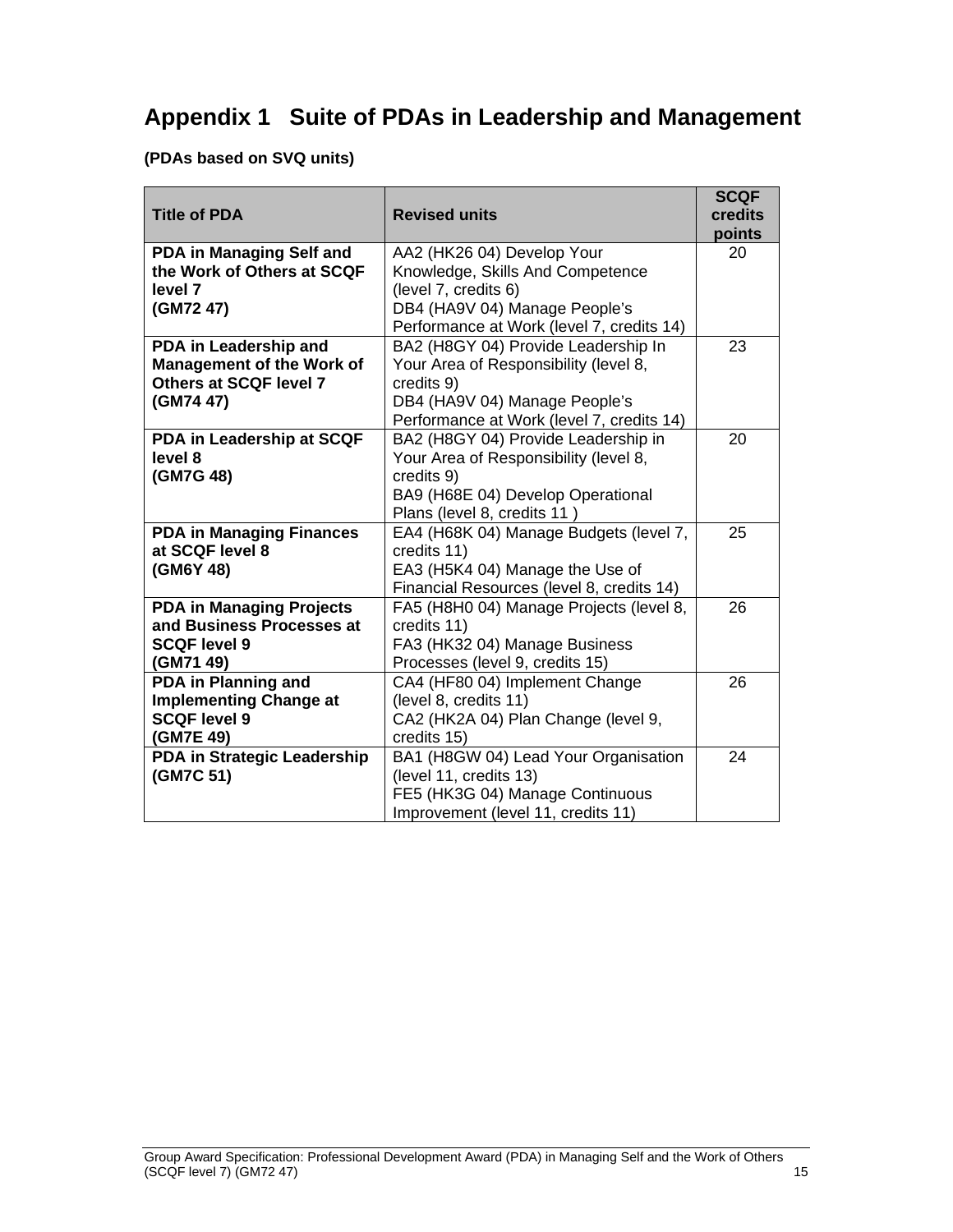# Appendix 1 Suite of PDAs in Leadership and Management

**(PDAs based on SVQ units)**

| Title of PDA | Revised units | SCQF credits points |
|---|---|---|
| **PDA in Managing Self and the Work of Others at SCQF level 7 (GM72 47)** | AA2 (HK26 04) Develop Your Knowledge, Skills And Competence (level 7, credits 6)<br>DB4 (HA9V 04) Manage People's Performance at Work (level 7, credits 14) | 20 |
| **PDA in Leadership and Management of the Work of Others at SCQF level 7 (GM74 47)** | BA2 (H8GY 04) Provide Leadership In Your Area of Responsibility (level 8, credits 9)<br>DB4 (HA9V 04) Manage People's Performance at Work (level 7, credits 14) | 23 |
| **PDA in Leadership at SCQF level 8 (GM7G 48)** | BA2 (H8GY 04) Provide Leadership in Your Area of Responsibility (level 8, credits 9)<br>BA9 (H68E 04) Develop Operational Plans (level 8, credits 11 ) | 20 |
| **PDA in Managing Finances at SCQF level 8 (GM6Y 48)** | EA4 (H68K 04) Manage Budgets (level 7, credits 11)<br>EA3 (H5K4 04) Manage the Use of Financial Resources (level 8, credits 14) | 25 |
| **PDA in Managing Projects and Business Processes at SCQF level 9 (GM71 49)** | FA5 (H8H0 04) Manage Projects (level 8, credits 11)<br>FA3 (HK32 04) Manage Business Processes (level 9, credits 15) | 26 |
| **PDA in Planning and Implementing Change at SCQF level 9 (GM7E 49)** | CA4 (HF80 04) Implement Change (level 8, credits 11)<br>CA2 (HK2A 04) Plan Change (level 9, credits 15) | 26 |
| **PDA in Strategic Leadership (GM7C 51)** | BA1 (H8GW 04) Lead Your Organisation (level 11, credits 13)<br>FE5 (HK3G 04) Manage Continuous Improvement (level 11, credits 11) | 24 |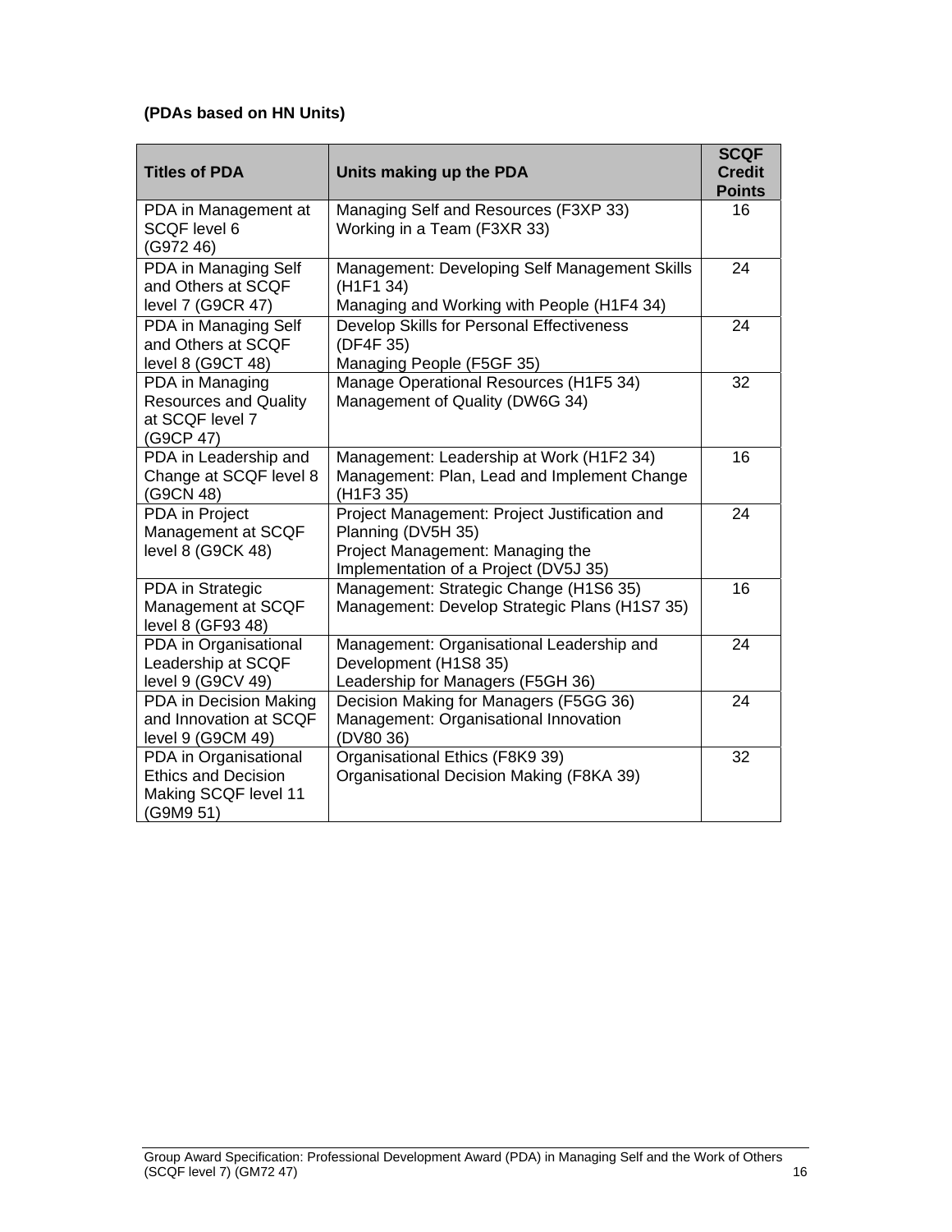**(PDAs based on HN Units)**

| Titles of PDA | Units making up the PDA | SCQF Credit Points |
|---|---|---|
| PDA in Management at SCQF level 6 (G972 46) | Managing Self and Resources (F3XP 33)<br>Working in a Team (F3XR 33) | 16 |
| PDA in Managing Self and Others at SCQF level 7 (G9CR 47) | Management: Developing Self Management Skills (H1F1 34)<br>Managing and Working with People (H1F4 34) | 24 |
| PDA in Managing Self and Others at SCQF level 8 (G9CT 48) | Develop Skills for Personal Effectiveness (DF4F 35)<br>Managing People (F5GF 35) | 24 |
| PDA in Managing Resources and Quality at SCQF level 7 (G9CP 47) | Manage Operational Resources (H1F5 34)<br>Management of Quality (DW6G 34) | 32 |
| PDA in Leadership and Change at SCQF level 8 (G9CN 48) | Management: Leadership at Work (H1F2 34)<br>Management: Plan, Lead and Implement Change (H1F3 35) | 16 |
| PDA in Project Management at SCQF level 8 (G9CK 48) | Project Management: Project Justification and Planning (DV5H 35)<br>Project Management: Managing the Implementation of a Project (DV5J 35) | 24 |
| PDA in Strategic Management at SCQF level 8 (GF93 48) | Management: Strategic Change (H1S6 35)<br>Management: Develop Strategic Plans (H1S7 35) | 16 |
| PDA in Organisational Leadership at SCQF level 9 (G9CV 49) | Management: Organisational Leadership and Development (H1S8 35)<br>Leadership for Managers (F5GH 36) | 24 |
| PDA in Decision Making and Innovation at SCQF level 9 (G9CM 49) | Decision Making for Managers (F5GG 36)<br>Management: Organisational Innovation (DV80 36) | 24 |
| PDA in Organisational Ethics and Decision Making SCQF level 11 (G9M9 51) | Organisational Ethics (F8K9 39)<br>Organisational Decision Making (F8KA 39) | 32 |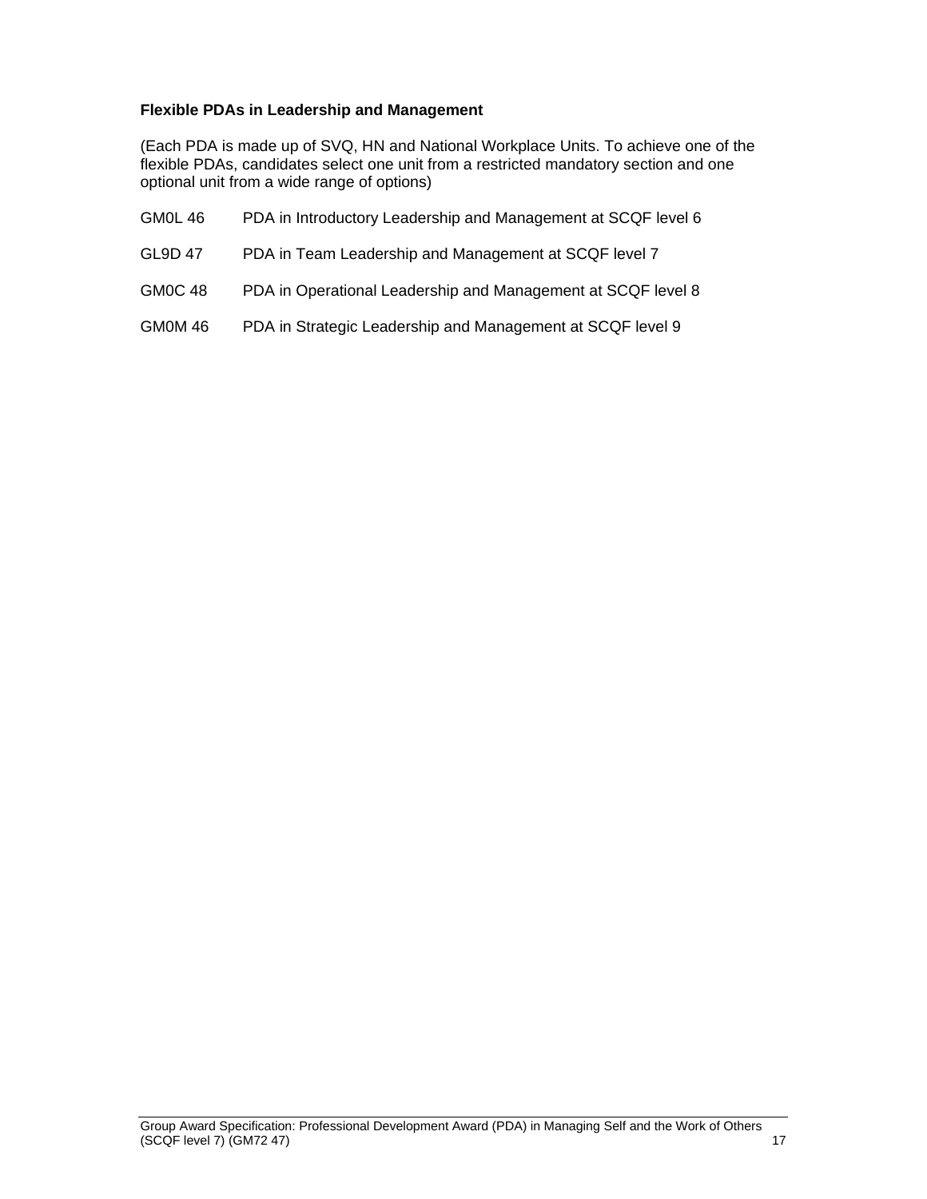**Flexible PDAs in Leadership and Management**

(Each PDA is made up of SVQ, HN and National Workplace Units. To achieve one of the flexible PDAs, candidates select one unit from a restricted mandatory section and one optional unit from a wide range of options)

| | |
|---|---|
| GM0L 46 | PDA in Introductory Leadership and Management at SCQF level 6 |
| GL9D 47 | PDA in Team Leadership and Management at SCQF level 7 |
| GM0C 48 | PDA in Operational Leadership and Management at SCQF level 8 |
| GM0M 46 | PDA in Strategic Leadership and Management at SCQF level 9 |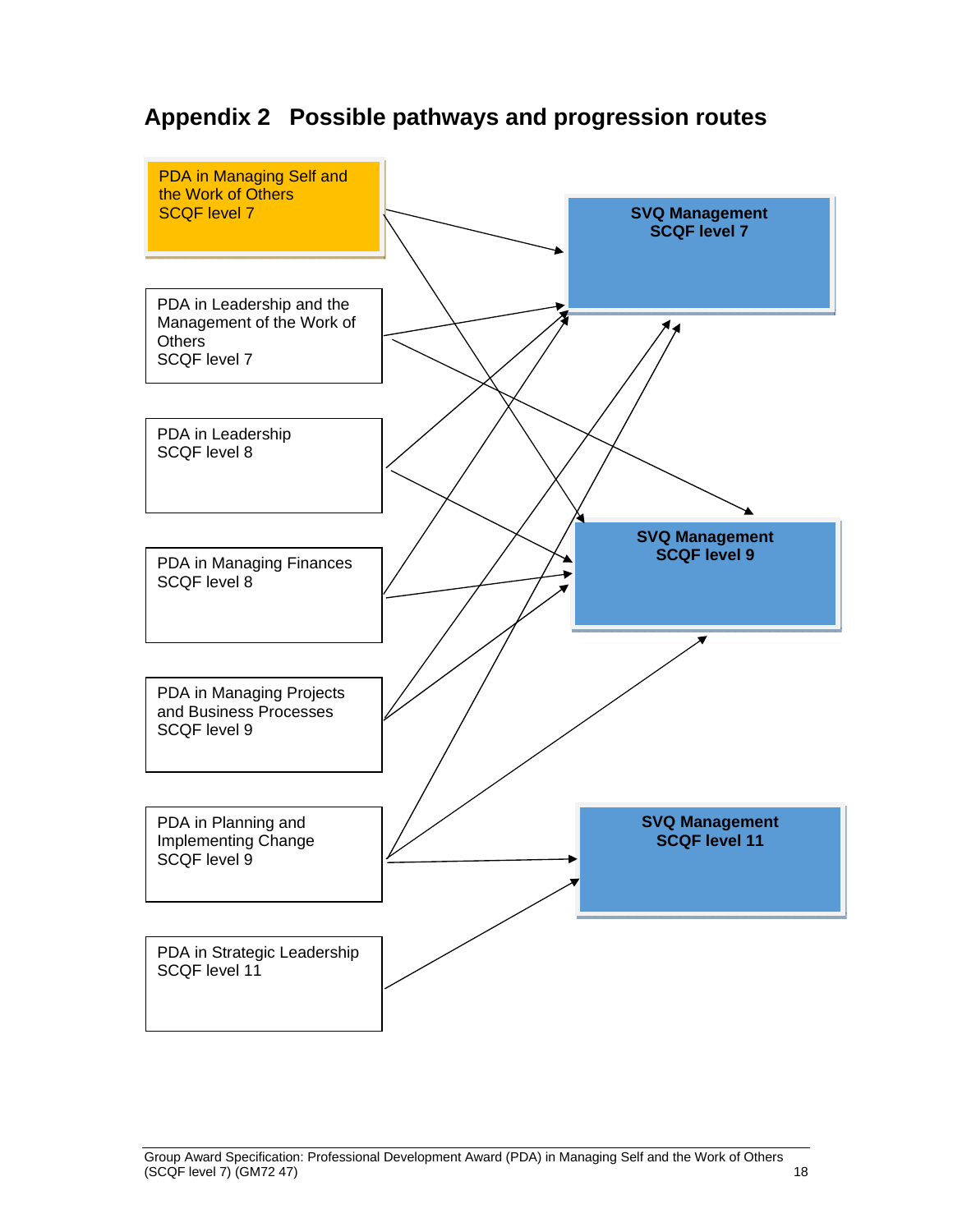# Appendix 2 Possible pathways and progression routes

PDA in Managing Self and the Work of Others
SCQF level 7

PDA in Leadership and the Management of the Work of Others
SCQF level 7

PDA in Leadership
SCQF level 8

PDA in Managing Finances
SCQF level 8

PDA in Managing Projects and Business Processes
SCQF level 9

PDA in Planning and Implementing Change
SCQF level 9

PDA in Strategic Leadership
SCQF level 11

**SVQ Management**
**SCQF level 7**

**SVQ Management**
**SCQF level 9**

**SVQ Management**
**SCQF level 11**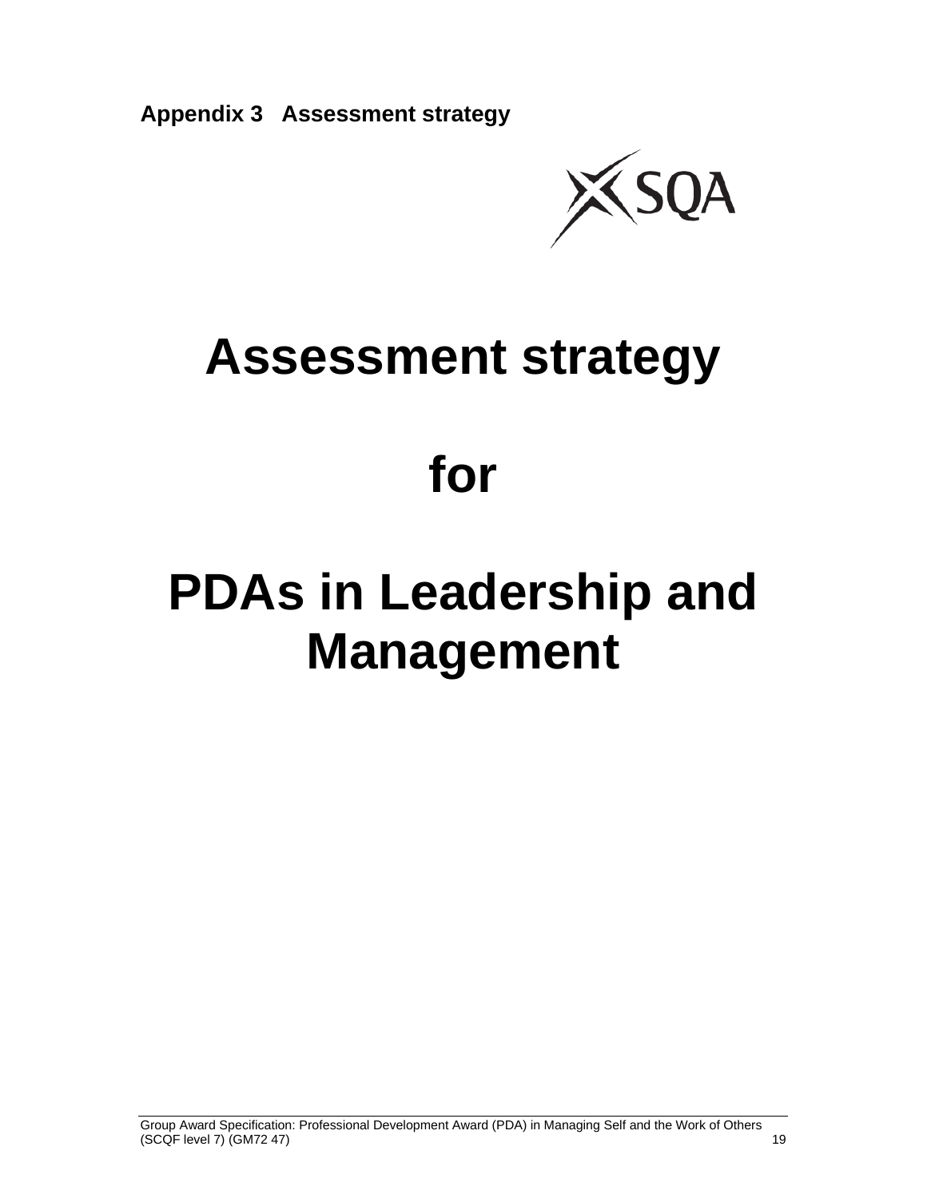**Appendix 3 Assessment strategy**

# Assessment strategy

# for

# PDAs in Leadership and Management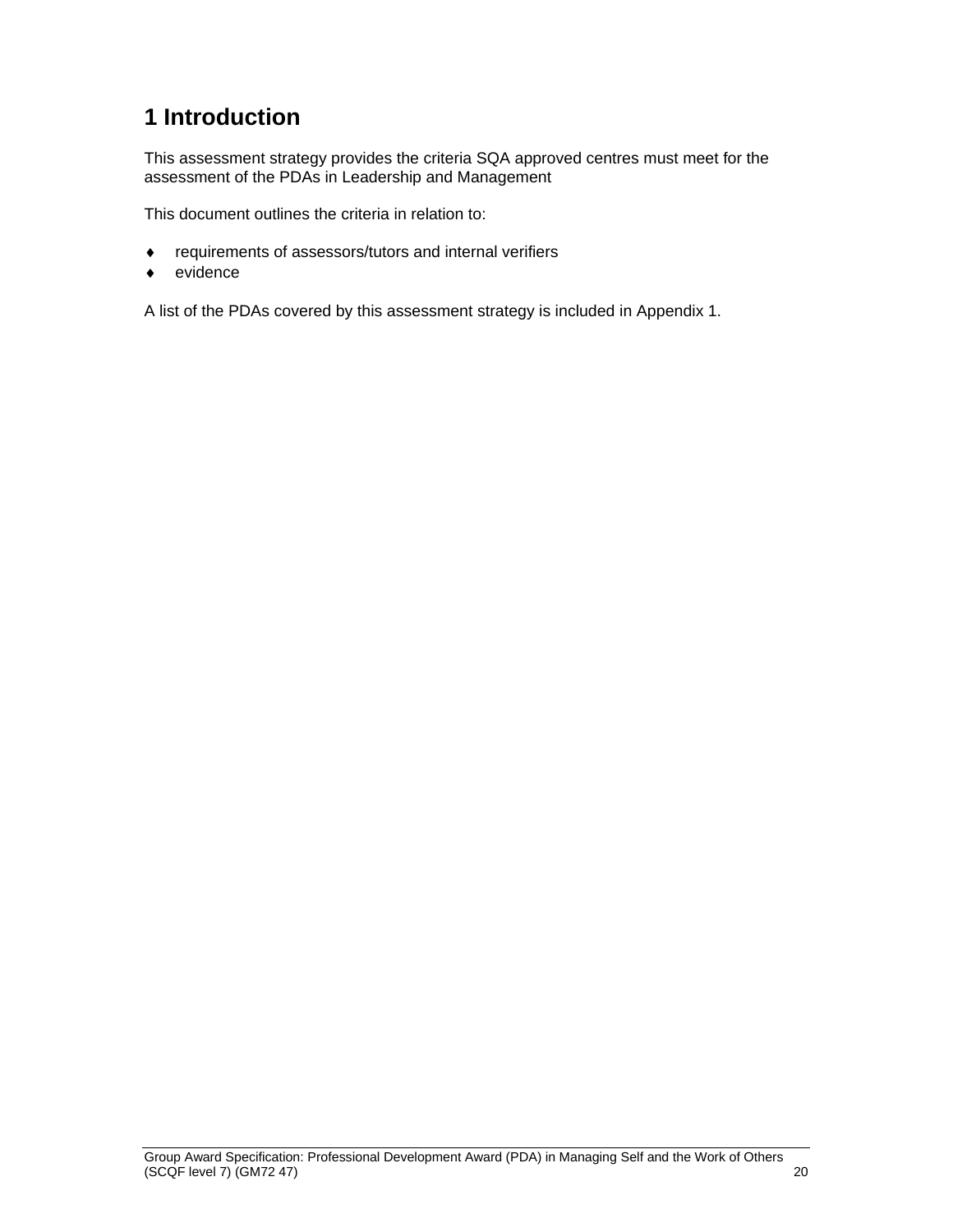# 1 Introduction

This assessment strategy provides the criteria SQA approved centres must meet for the assessment of the PDAs in Leadership and Management

This document outlines the criteria in relation to:

- requirements of assessors/tutors and internal verifiers
- evidence

A list of the PDAs covered by this assessment strategy is included in Appendix 1.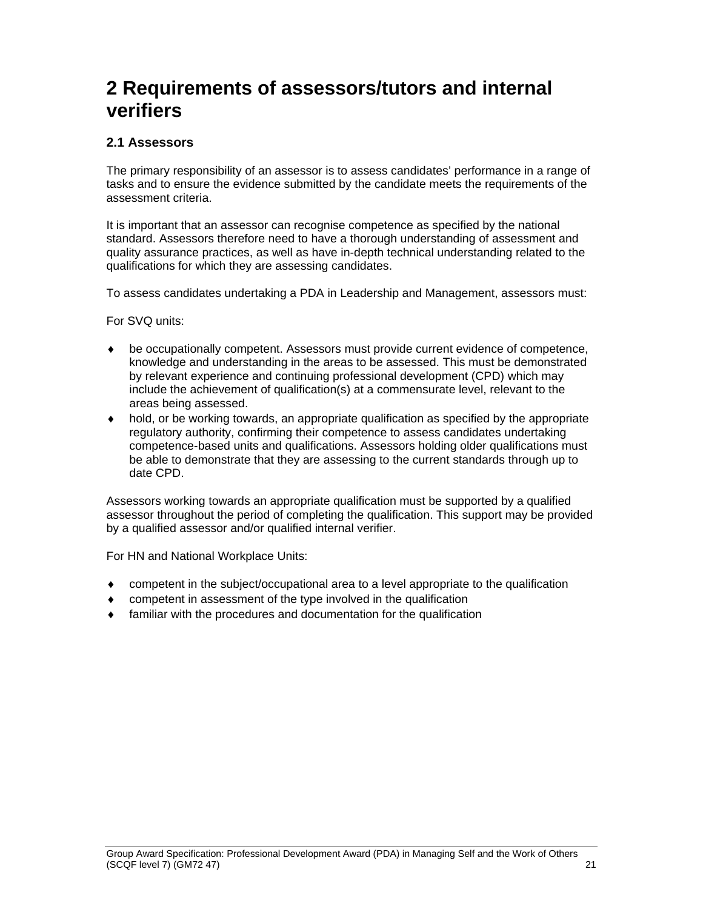# 2 Requirements of assessors/tutors and internal verifiers

## 2.1 Assessors

The primary responsibility of an assessor is to assess candidates' performance in a range of tasks and to ensure the evidence submitted by the candidate meets the requirements of the assessment criteria.

It is important that an assessor can recognise competence as specified by the national standard. Assessors therefore need to have a thorough understanding of assessment and quality assurance practices, as well as have in-depth technical understanding related to the qualifications for which they are assessing candidates.

To assess candidates undertaking a PDA in Leadership and Management, assessors must:

For SVQ units:

- be occupationally competent. Assessors must provide current evidence of competence, knowledge and understanding in the areas to be assessed. This must be demonstrated by relevant experience and continuing professional development (CPD) which may include the achievement of qualification(s) at a commensurate level, relevant to the areas being assessed.
- hold, or be working towards, an appropriate qualification as specified by the appropriate regulatory authority, confirming their competence to assess candidates undertaking competence-based units and qualifications. Assessors holding older qualifications must be able to demonstrate that they are assessing to the current standards through up to date CPD.

Assessors working towards an appropriate qualification must be supported by a qualified assessor throughout the period of completing the qualification. This support may be provided by a qualified assessor and/or qualified internal verifier.

For HN and National Workplace Units:

- competent in the subject/occupational area to a level appropriate to the qualification
- competent in assessment of the type involved in the qualification
- familiar with the procedures and documentation for the qualification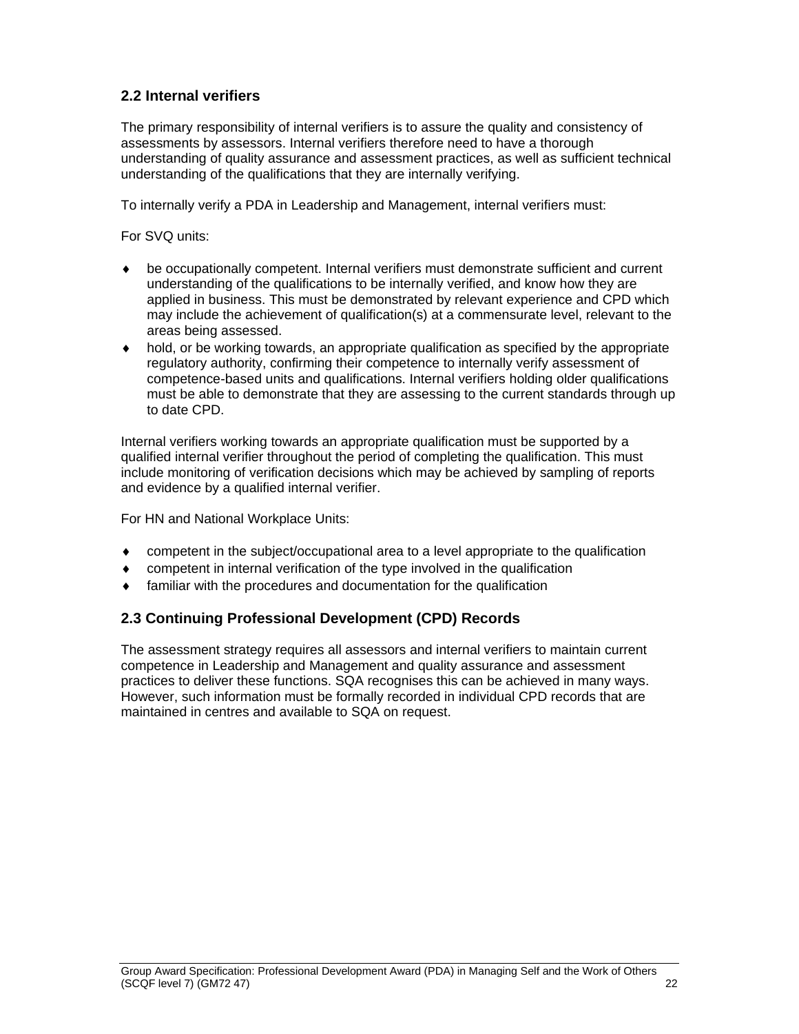## 2.2 Internal verifiers

The primary responsibility of internal verifiers is to assure the quality and consistency of assessments by assessors. Internal verifiers therefore need to have a thorough understanding of quality assurance and assessment practices, as well as sufficient technical understanding of the qualifications that they are internally verifying.

To internally verify a PDA in Leadership and Management, internal verifiers must:

For SVQ units:

- be occupationally competent. Internal verifiers must demonstrate sufficient and current understanding of the qualifications to be internally verified, and know how they are applied in business. This must be demonstrated by relevant experience and CPD which may include the achievement of qualification(s) at a commensurate level, relevant to the areas being assessed.
- hold, or be working towards, an appropriate qualification as specified by the appropriate regulatory authority, confirming their competence to internally verify assessment of competence-based units and qualifications. Internal verifiers holding older qualifications must be able to demonstrate that they are assessing to the current standards through up to date CPD.

Internal verifiers working towards an appropriate qualification must be supported by a qualified internal verifier throughout the period of completing the qualification. This must include monitoring of verification decisions which may be achieved by sampling of reports and evidence by a qualified internal verifier.

For HN and National Workplace Units:

- competent in the subject/occupational area to a level appropriate to the qualification
- competent in internal verification of the type involved in the qualification
- familiar with the procedures and documentation for the qualification

## 2.3 Continuing Professional Development (CPD) Records

The assessment strategy requires all assessors and internal verifiers to maintain current competence in Leadership and Management and quality assurance and assessment practices to deliver these functions. SQA recognises this can be achieved in many ways. However, such information must be formally recorded in individual CPD records that are maintained in centres and available to SQA on request.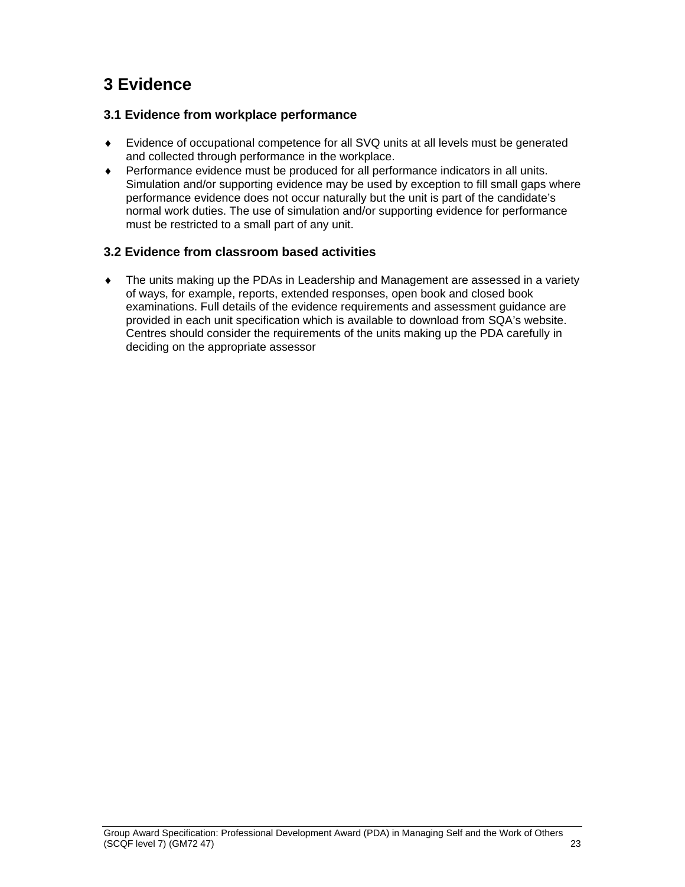# 3 Evidence

## 3.1 Evidence from workplace performance

- Evidence of occupational competence for all SVQ units at all levels must be generated and collected through performance in the workplace.
- Performance evidence must be produced for all performance indicators in all units. Simulation and/or supporting evidence may be used by exception to fill small gaps where performance evidence does not occur naturally but the unit is part of the candidate's normal work duties. The use of simulation and/or supporting evidence for performance must be restricted to a small part of any unit.

## 3.2 Evidence from classroom based activities

- The units making up the PDAs in Leadership and Management are assessed in a variety of ways, for example, reports, extended responses, open book and closed book examinations. Full details of the evidence requirements and assessment guidance are provided in each unit specification which is available to download from SQA's website. Centres should consider the requirements of the units making up the PDA carefully in deciding on the appropriate assessor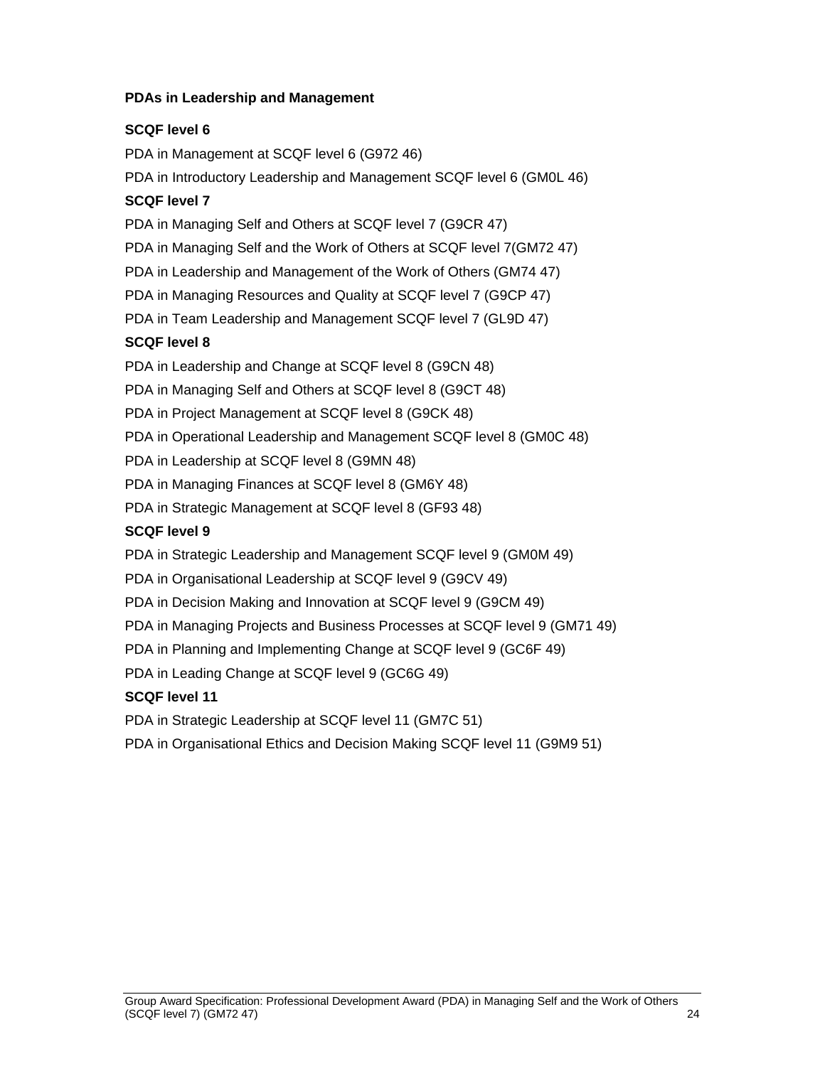**PDAs in Leadership and Management**

**SCQF level 6**

PDA in Management at SCQF level 6 (G972 46)

PDA in Introductory Leadership and Management SCQF level 6 (GM0L 46)

**SCQF level 7**

PDA in Managing Self and Others at SCQF level 7 (G9CR 47)

PDA in Managing Self and the Work of Others at SCQF level 7(GM72 47)

PDA in Leadership and Management of the Work of Others (GM74 47)

PDA in Managing Resources and Quality at SCQF level 7 (G9CP 47)

PDA in Team Leadership and Management SCQF level 7 (GL9D 47)

**SCQF level 8**

PDA in Leadership and Change at SCQF level 8 (G9CN 48)

PDA in Managing Self and Others at SCQF level 8 (G9CT 48)

PDA in Project Management at SCQF level 8 (G9CK 48)

PDA in Operational Leadership and Management SCQF level 8 (GM0C 48)

PDA in Leadership at SCQF level 8 (G9MN 48)

PDA in Managing Finances at SCQF level 8 (GM6Y 48)

PDA in Strategic Management at SCQF level 8 (GF93 48)

**SCQF level 9**

PDA in Strategic Leadership and Management SCQF level 9 (GM0M 49)

PDA in Organisational Leadership at SCQF level 9 (G9CV 49)

PDA in Decision Making and Innovation at SCQF level 9 (G9CM 49)

PDA in Managing Projects and Business Processes at SCQF level 9 (GM71 49)

PDA in Planning and Implementing Change at SCQF level 9 (GC6F 49)

PDA in Leading Change at SCQF level 9 (GC6G 49)

**SCQF level 11**

PDA in Strategic Leadership at SCQF level 11 (GM7C 51)

PDA in Organisational Ethics and Decision Making SCQF level 11 (G9M9 51)